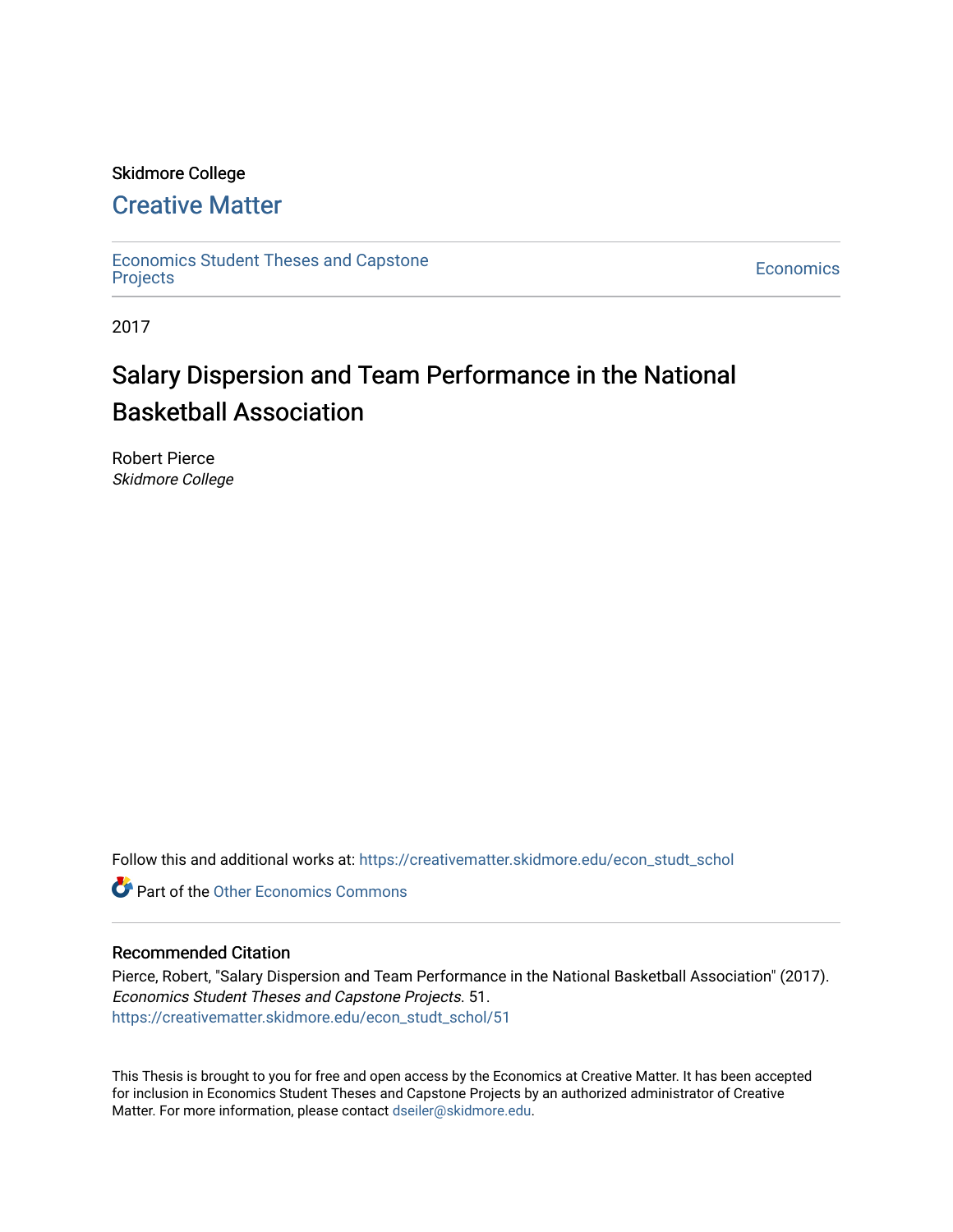Skidmore College

# Creative Matter

Economics Student Theses and Capstone Projects

Economics

2017

# Salary Dispersion and Team Performance in the National Basketball Association

Robert Pierce
*Skidmore College*

Follow this and additional works at: https://creativematter.skidmore.edu/econ_studt_schol

Part of the Other Economics Commons

## Recommended Citation

Pierce, Robert, "Salary Dispersion and Team Performance in the National Basketball Association" (2017). *Economics Student Theses and Capstone Projects*. 51.
https://creativematter.skidmore.edu/econ_studt_schol/51

This Thesis is brought to you for free and open access by the Economics at Creative Matter. It has been accepted for inclusion in Economics Student Theses and Capstone Projects by an authorized administrator of Creative Matter. For more information, please contact dseiler@skidmore.edu.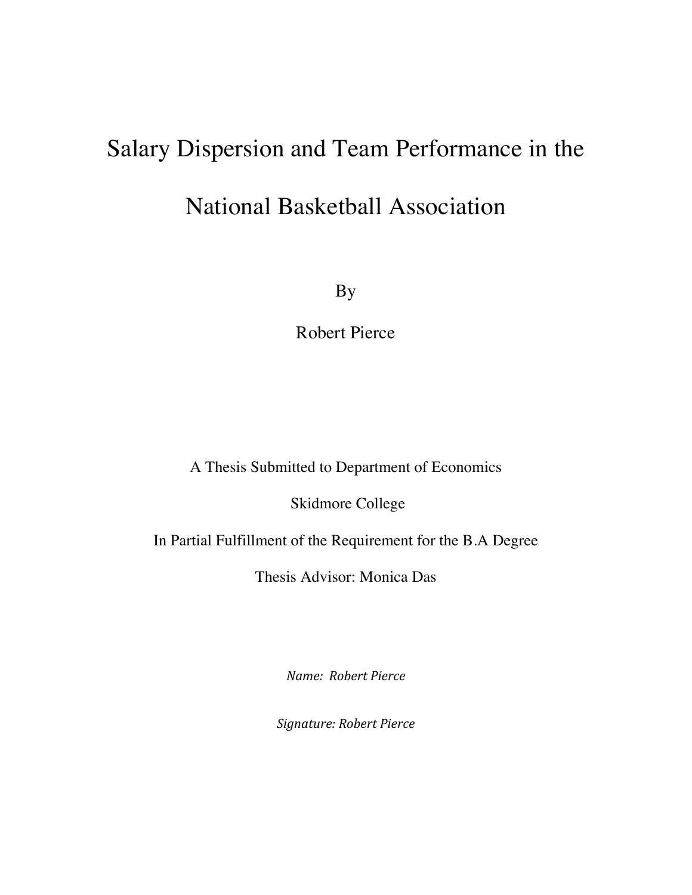# Salary Dispersion and Team Performance in the National Basketball Association

By

Robert Pierce

A Thesis Submitted to Department of Economics

Skidmore College

In Partial Fulfillment of the Requirement for the B.A Degree

Thesis Advisor: Monica Das

*Name: Robert Pierce*

*Signature: Robert Pierce*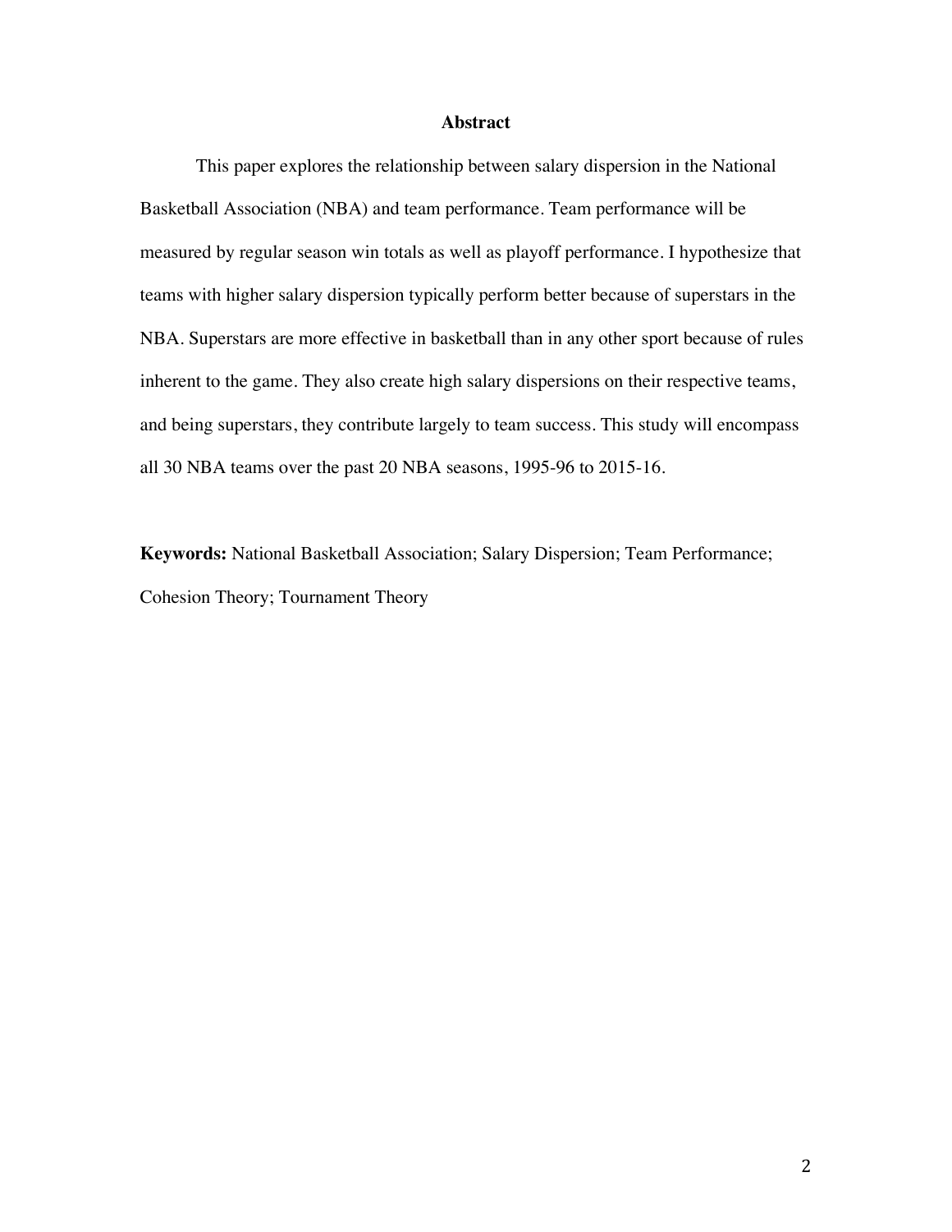## Abstract

This paper explores the relationship between salary dispersion in the National Basketball Association (NBA) and team performance. Team performance will be measured by regular season win totals as well as playoff performance. I hypothesize that teams with higher salary dispersion typically perform better because of superstars in the NBA. Superstars are more effective in basketball than in any other sport because of rules inherent to the game. They also create high salary dispersions on their respective teams, and being superstars, they contribute largely to team success. This study will encompass all 30 NBA teams over the past 20 NBA seasons, 1995-96 to 2015-16.

**Keywords:** National Basketball Association; Salary Dispersion; Team Performance; Cohesion Theory; Tournament Theory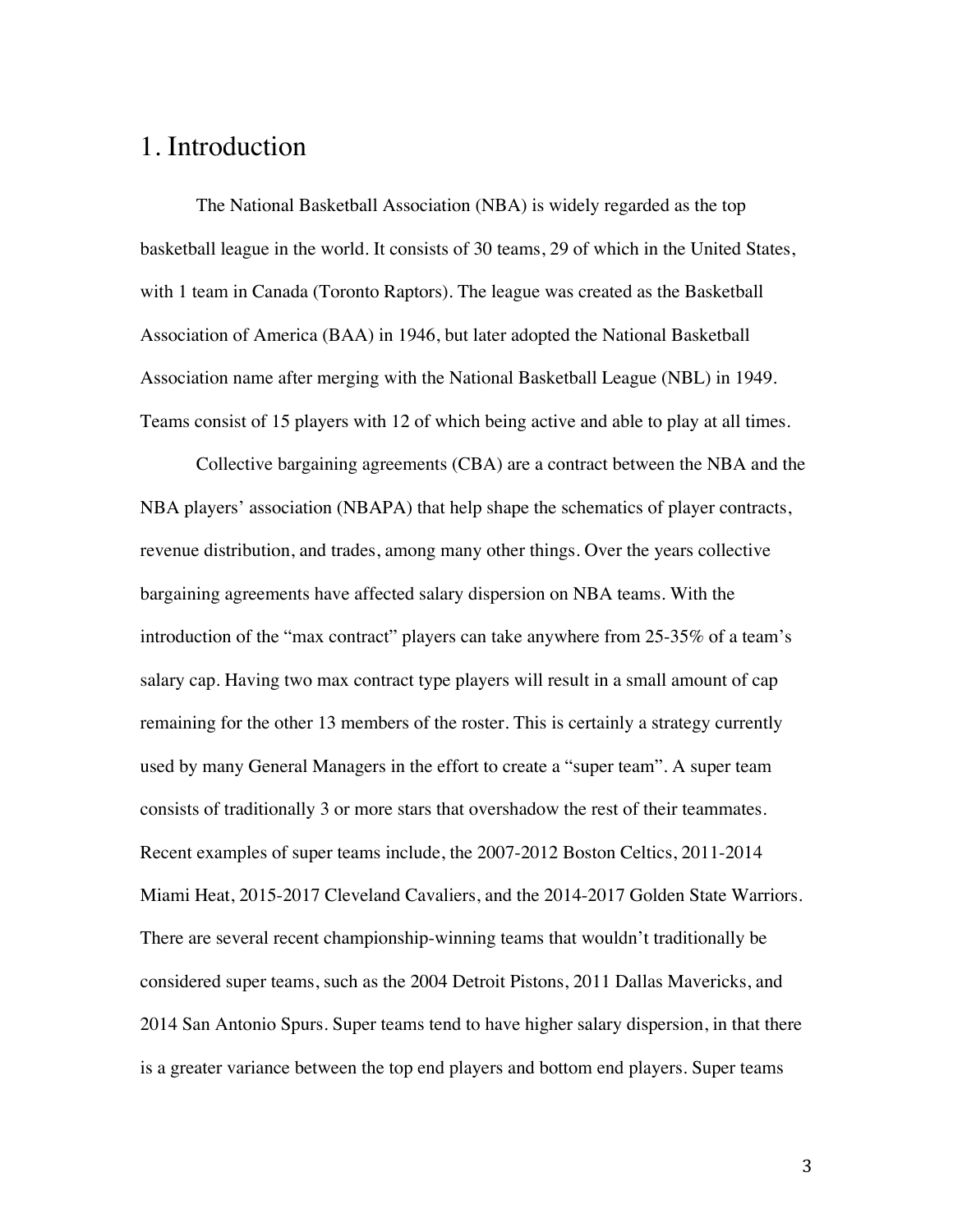# 1. Introduction

The National Basketball Association (NBA) is widely regarded as the top basketball league in the world. It consists of 30 teams, 29 of which in the United States, with 1 team in Canada (Toronto Raptors). The league was created as the Basketball Association of America (BAA) in 1946, but later adopted the National Basketball Association name after merging with the National Basketball League (NBL) in 1949. Teams consist of 15 players with 12 of which being active and able to play at all times.

Collective bargaining agreements (CBA) are a contract between the NBA and the NBA players' association (NBAPA) that help shape the schematics of player contracts, revenue distribution, and trades, among many other things. Over the years collective bargaining agreements have affected salary dispersion on NBA teams. With the introduction of the "max contract" players can take anywhere from 25-35% of a team's salary cap. Having two max contract type players will result in a small amount of cap remaining for the other 13 members of the roster. This is certainly a strategy currently used by many General Managers in the effort to create a "super team". A super team consists of traditionally 3 or more stars that overshadow the rest of their teammates. Recent examples of super teams include, the 2007-2012 Boston Celtics, 2011-2014 Miami Heat, 2015-2017 Cleveland Cavaliers, and the 2014-2017 Golden State Warriors. There are several recent championship-winning teams that wouldn't traditionally be considered super teams, such as the 2004 Detroit Pistons, 2011 Dallas Mavericks, and 2014 San Antonio Spurs. Super teams tend to have higher salary dispersion, in that there is a greater variance between the top end players and bottom end players. Super teams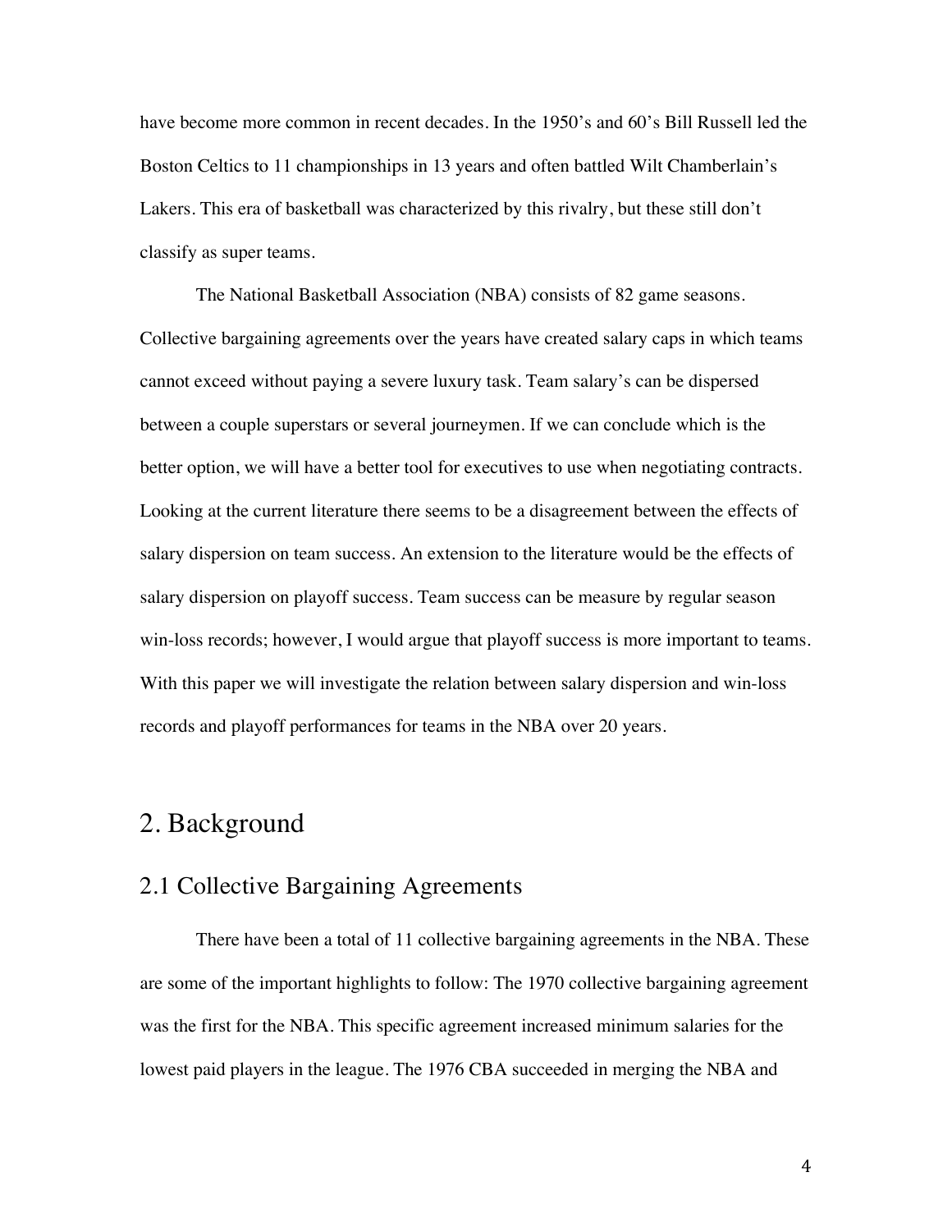have become more common in recent decades. In the 1950's and 60's Bill Russell led the Boston Celtics to 11 championships in 13 years and often battled Wilt Chamberlain's Lakers. This era of basketball was characterized by this rivalry, but these still don't classify as super teams.

The National Basketball Association (NBA) consists of 82 game seasons. Collective bargaining agreements over the years have created salary caps in which teams cannot exceed without paying a severe luxury task. Team salary's can be dispersed between a couple superstars or several journeymen. If we can conclude which is the better option, we will have a better tool for executives to use when negotiating contracts. Looking at the current literature there seems to be a disagreement between the effects of salary dispersion on team success. An extension to the literature would be the effects of salary dispersion on playoff success. Team success can be measure by regular season win-loss records; however, I would argue that playoff success is more important to teams. With this paper we will investigate the relation between salary dispersion and win-loss records and playoff performances for teams in the NBA over 20 years.

# 2. Background

## 2.1 Collective Bargaining Agreements

There have been a total of 11 collective bargaining agreements in the NBA. These are some of the important highlights to follow: The 1970 collective bargaining agreement was the first for the NBA. This specific agreement increased minimum salaries for the lowest paid players in the league. The 1976 CBA succeeded in merging the NBA and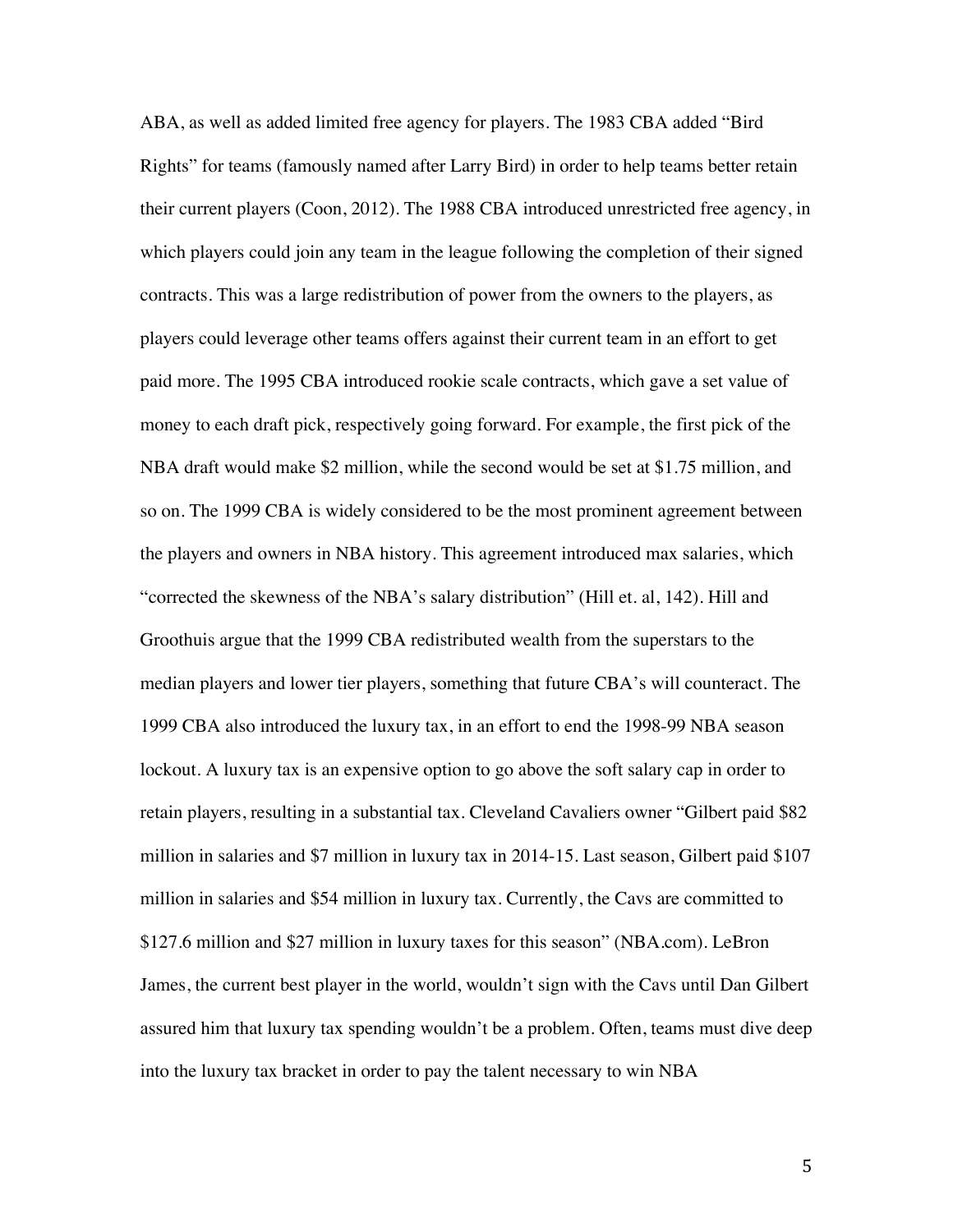ABA, as well as added limited free agency for players. The 1983 CBA added "Bird Rights" for teams (famously named after Larry Bird) in order to help teams better retain their current players (Coon, 2012). The 1988 CBA introduced unrestricted free agency, in which players could join any team in the league following the completion of their signed contracts. This was a large redistribution of power from the owners to the players, as players could leverage other teams offers against their current team in an effort to get paid more. The 1995 CBA introduced rookie scale contracts, which gave a set value of money to each draft pick, respectively going forward. For example, the first pick of the NBA draft would make $2 million, while the second would be set at $1.75 million, and so on. The 1999 CBA is widely considered to be the most prominent agreement between the players and owners in NBA history. This agreement introduced max salaries, which "corrected the skewness of the NBA's salary distribution" (Hill et. al, 142). Hill and Groothuis argue that the 1999 CBA redistributed wealth from the superstars to the median players and lower tier players, something that future CBA's will counteract. The 1999 CBA also introduced the luxury tax, in an effort to end the 1998-99 NBA season lockout. A luxury tax is an expensive option to go above the soft salary cap in order to retain players, resulting in a substantial tax. Cleveland Cavaliers owner "Gilbert paid $82 million in salaries and $7 million in luxury tax in 2014-15. Last season, Gilbert paid $107 million in salaries and $54 million in luxury tax. Currently, the Cavs are committed to $127.6 million and $27 million in luxury taxes for this season" (NBA.com). LeBron James, the current best player in the world, wouldn't sign with the Cavs until Dan Gilbert assured him that luxury tax spending wouldn't be a problem. Often, teams must dive deep into the luxury tax bracket in order to pay the talent necessary to win NBA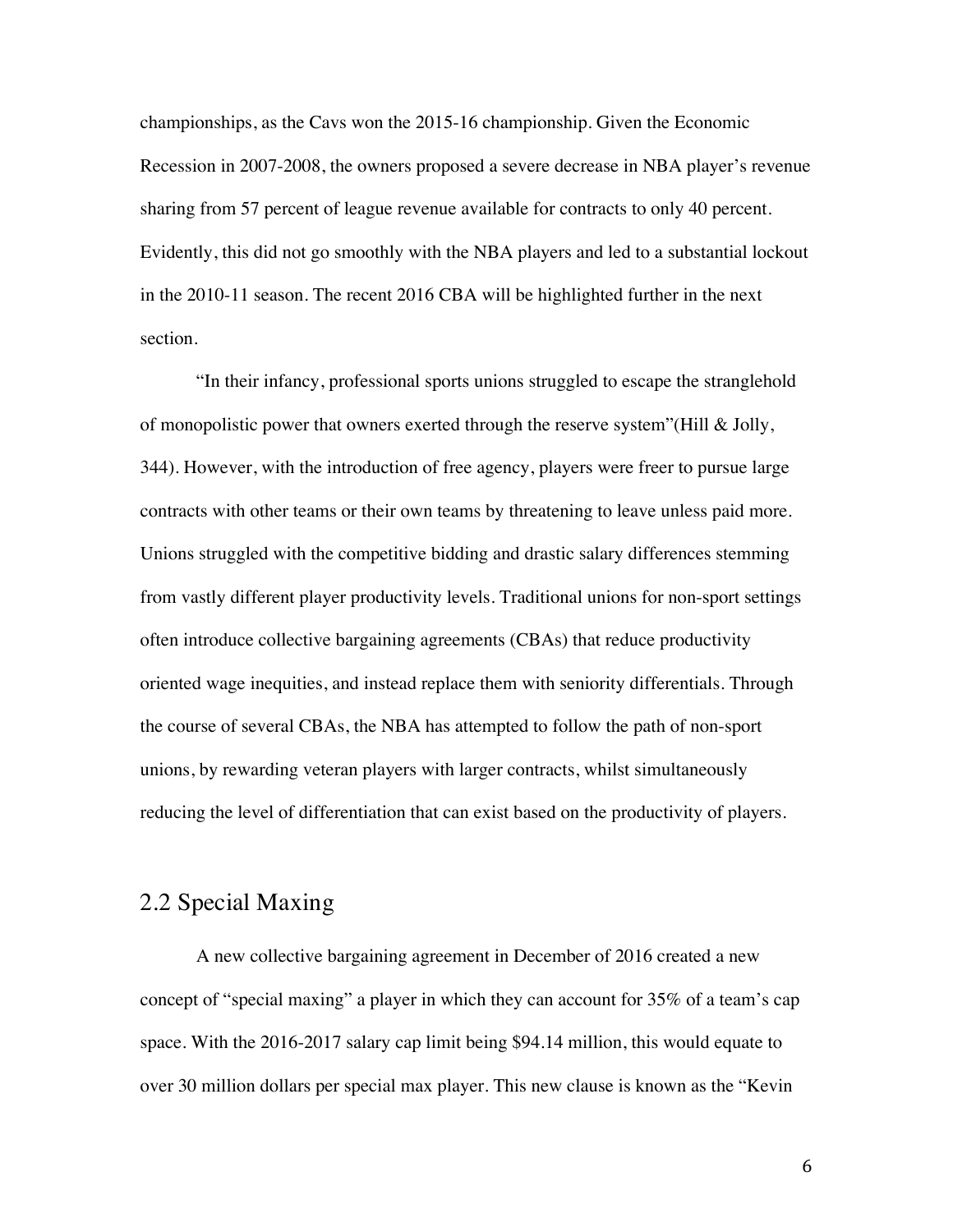championships, as the Cavs won the 2015-16 championship. Given the Economic Recession in 2007-2008, the owners proposed a severe decrease in NBA player's revenue sharing from 57 percent of league revenue available for contracts to only 40 percent. Evidently, this did not go smoothly with the NBA players and led to a substantial lockout in the 2010-11 season. The recent 2016 CBA will be highlighted further in the next section.

"In their infancy, professional sports unions struggled to escape the stranglehold of monopolistic power that owners exerted through the reserve system"(Hill & Jolly, 344). However, with the introduction of free agency, players were freer to pursue large contracts with other teams or their own teams by threatening to leave unless paid more. Unions struggled with the competitive bidding and drastic salary differences stemming from vastly different player productivity levels. Traditional unions for non-sport settings often introduce collective bargaining agreements (CBAs) that reduce productivity oriented wage inequities, and instead replace them with seniority differentials. Through the course of several CBAs, the NBA has attempted to follow the path of non-sport unions, by rewarding veteran players with larger contracts, whilst simultaneously reducing the level of differentiation that can exist based on the productivity of players.

## 2.2 Special Maxing

A new collective bargaining agreement in December of 2016 created a new concept of "special maxing" a player in which they can account for 35% of a team's cap space. With the 2016-2017 salary cap limit being $94.14 million, this would equate to over 30 million dollars per special max player. This new clause is known as the "Kevin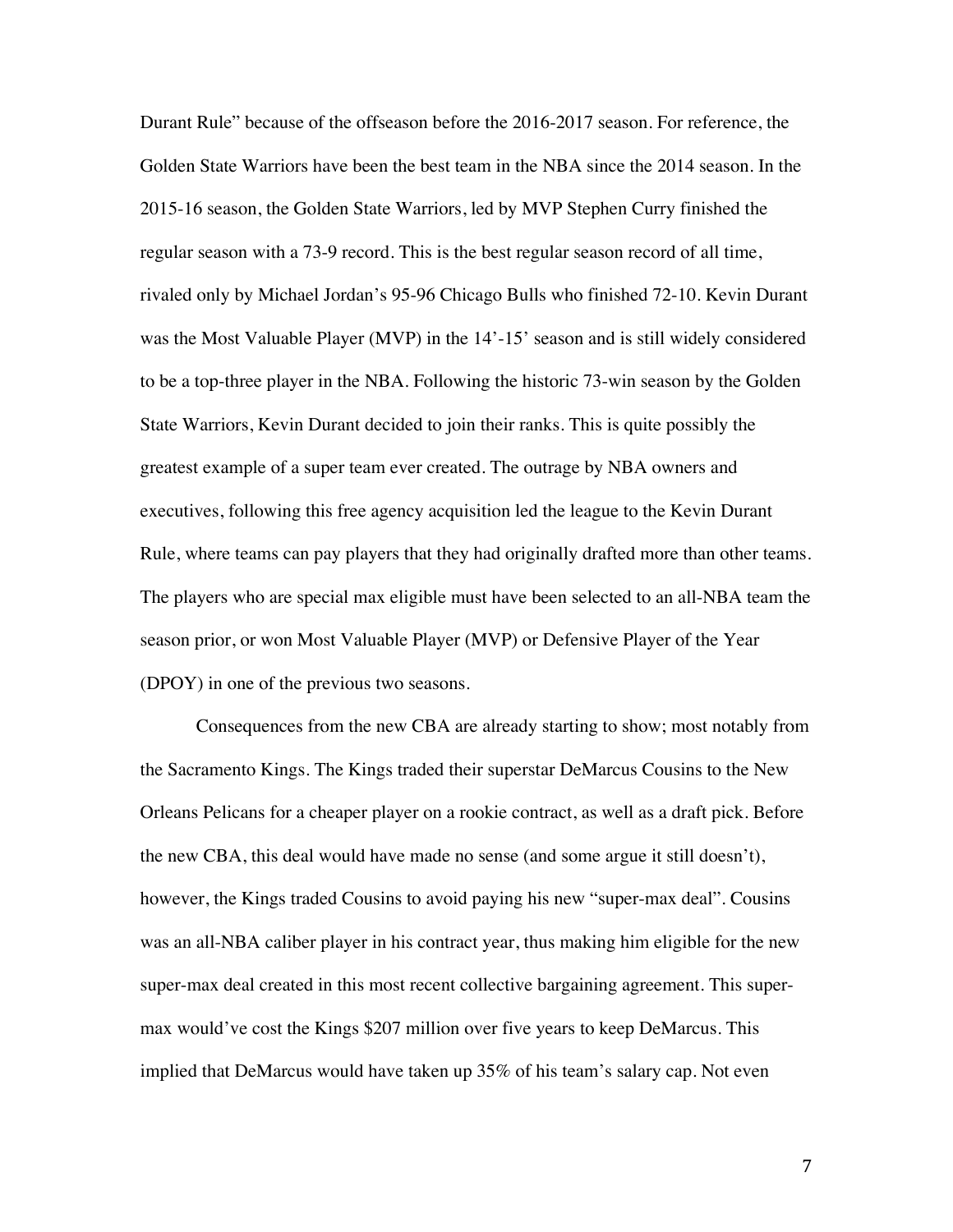Durant Rule" because of the offseason before the 2016-2017 season. For reference, the Golden State Warriors have been the best team in the NBA since the 2014 season. In the 2015-16 season, the Golden State Warriors, led by MVP Stephen Curry finished the regular season with a 73-9 record. This is the best regular season record of all time, rivaled only by Michael Jordan's 95-96 Chicago Bulls who finished 72-10. Kevin Durant was the Most Valuable Player (MVP) in the 14'-15' season and is still widely considered to be a top-three player in the NBA. Following the historic 73-win season by the Golden State Warriors, Kevin Durant decided to join their ranks. This is quite possibly the greatest example of a super team ever created. The outrage by NBA owners and executives, following this free agency acquisition led the league to the Kevin Durant Rule, where teams can pay players that they had originally drafted more than other teams. The players who are special max eligible must have been selected to an all-NBA team the season prior, or won Most Valuable Player (MVP) or Defensive Player of the Year (DPOY) in one of the previous two seasons.

Consequences from the new CBA are already starting to show; most notably from the Sacramento Kings. The Kings traded their superstar DeMarcus Cousins to the New Orleans Pelicans for a cheaper player on a rookie contract, as well as a draft pick. Before the new CBA, this deal would have made no sense (and some argue it still doesn't), however, the Kings traded Cousins to avoid paying his new "super-max deal". Cousins was an all-NBA caliber player in his contract year, thus making him eligible for the new super-max deal created in this most recent collective bargaining agreement. This super-max would've cost the Kings $207 million over five years to keep DeMarcus. This implied that DeMarcus would have taken up 35% of his team's salary cap. Not even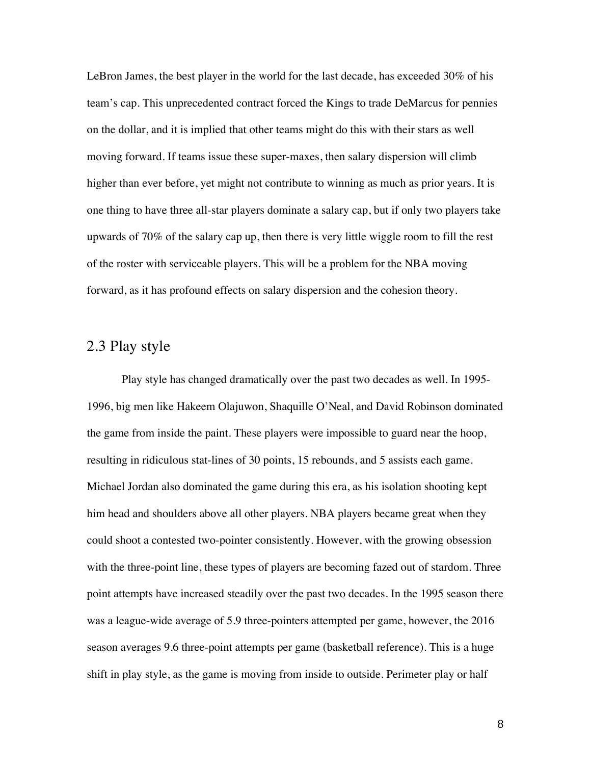LeBron James, the best player in the world for the last decade, has exceeded 30% of his team's cap. This unprecedented contract forced the Kings to trade DeMarcus for pennies on the dollar, and it is implied that other teams might do this with their stars as well moving forward. If teams issue these super-maxes, then salary dispersion will climb higher than ever before, yet might not contribute to winning as much as prior years. It is one thing to have three all-star players dominate a salary cap, but if only two players take upwards of 70% of the salary cap up, then there is very little wiggle room to fill the rest of the roster with serviceable players. This will be a problem for the NBA moving forward, as it has profound effects on salary dispersion and the cohesion theory.

## 2.3 Play style

Play style has changed dramatically over the past two decades as well. In 1995-1996, big men like Hakeem Olajuwon, Shaquille O'Neal, and David Robinson dominated the game from inside the paint. These players were impossible to guard near the hoop, resulting in ridiculous stat-lines of 30 points, 15 rebounds, and 5 assists each game. Michael Jordan also dominated the game during this era, as his isolation shooting kept him head and shoulders above all other players. NBA players became great when they could shoot a contested two-pointer consistently. However, with the growing obsession with the three-point line, these types of players are becoming fazed out of stardom. Three point attempts have increased steadily over the past two decades. In the 1995 season there was a league-wide average of 5.9 three-pointers attempted per game, however, the 2016 season averages 9.6 three-point attempts per game (basketball reference). This is a huge shift in play style, as the game is moving from inside to outside. Perimeter play or half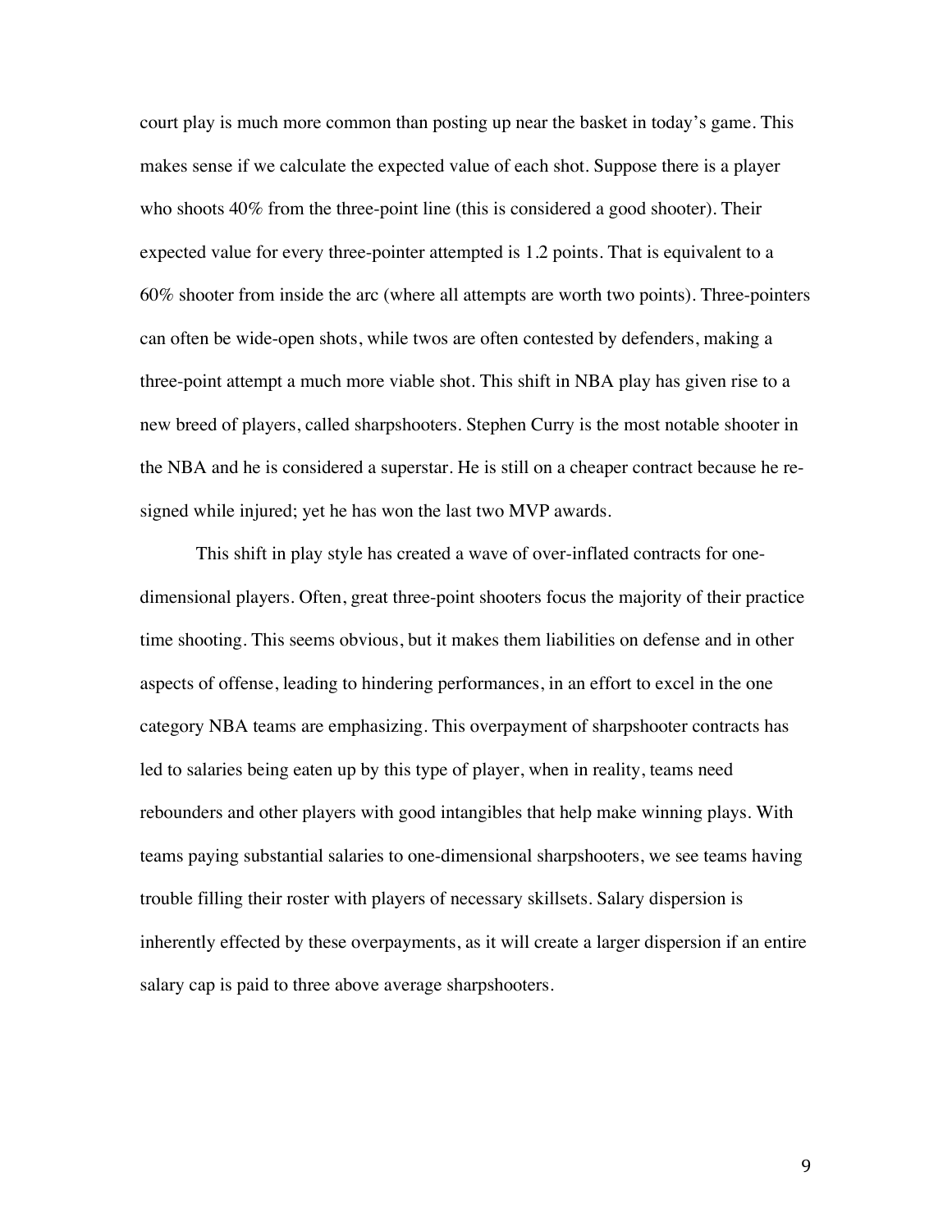court play is much more common than posting up near the basket in today's game. This makes sense if we calculate the expected value of each shot. Suppose there is a player who shoots 40% from the three-point line (this is considered a good shooter). Their expected value for every three-pointer attempted is 1.2 points. That is equivalent to a 60% shooter from inside the arc (where all attempts are worth two points). Three-pointers can often be wide-open shots, while twos are often contested by defenders, making a three-point attempt a much more viable shot. This shift in NBA play has given rise to a new breed of players, called sharpshooters. Stephen Curry is the most notable shooter in the NBA and he is considered a superstar. He is still on a cheaper contract because he re-signed while injured; yet he has won the last two MVP awards.

This shift in play style has created a wave of over-inflated contracts for one-dimensional players. Often, great three-point shooters focus the majority of their practice time shooting. This seems obvious, but it makes them liabilities on defense and in other aspects of offense, leading to hindering performances, in an effort to excel in the one category NBA teams are emphasizing. This overpayment of sharpshooter contracts has led to salaries being eaten up by this type of player, when in reality, teams need rebounders and other players with good intangibles that help make winning plays. With teams paying substantial salaries to one-dimensional sharpshooters, we see teams having trouble filling their roster with players of necessary skillsets. Salary dispersion is inherently effected by these overpayments, as it will create a larger dispersion if an entire salary cap is paid to three above average sharpshooters.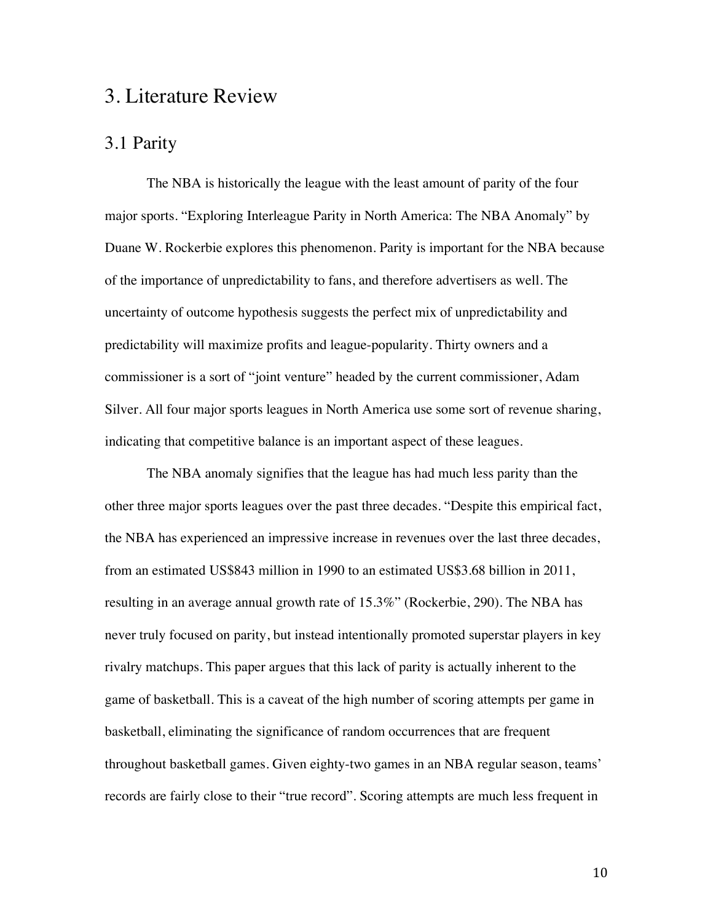# 3. Literature Review

## 3.1 Parity

The NBA is historically the league with the least amount of parity of the four major sports. "Exploring Interleague Parity in North America: The NBA Anomaly" by Duane W. Rockerbie explores this phenomenon. Parity is important for the NBA because of the importance of unpredictability to fans, and therefore advertisers as well. The uncertainty of outcome hypothesis suggests the perfect mix of unpredictability and predictability will maximize profits and league-popularity. Thirty owners and a commissioner is a sort of "joint venture" headed by the current commissioner, Adam Silver. All four major sports leagues in North America use some sort of revenue sharing, indicating that competitive balance is an important aspect of these leagues.

The NBA anomaly signifies that the league has had much less parity than the other three major sports leagues over the past three decades. "Despite this empirical fact, the NBA has experienced an impressive increase in revenues over the last three decades, from an estimated US$843 million in 1990 to an estimated US$3.68 billion in 2011, resulting in an average annual growth rate of 15.3%" (Rockerbie, 290). The NBA has never truly focused on parity, but instead intentionally promoted superstar players in key rivalry matchups. This paper argues that this lack of parity is actually inherent to the game of basketball. This is a caveat of the high number of scoring attempts per game in basketball, eliminating the significance of random occurrences that are frequent throughout basketball games. Given eighty-two games in an NBA regular season, teams' records are fairly close to their "true record". Scoring attempts are much less frequent in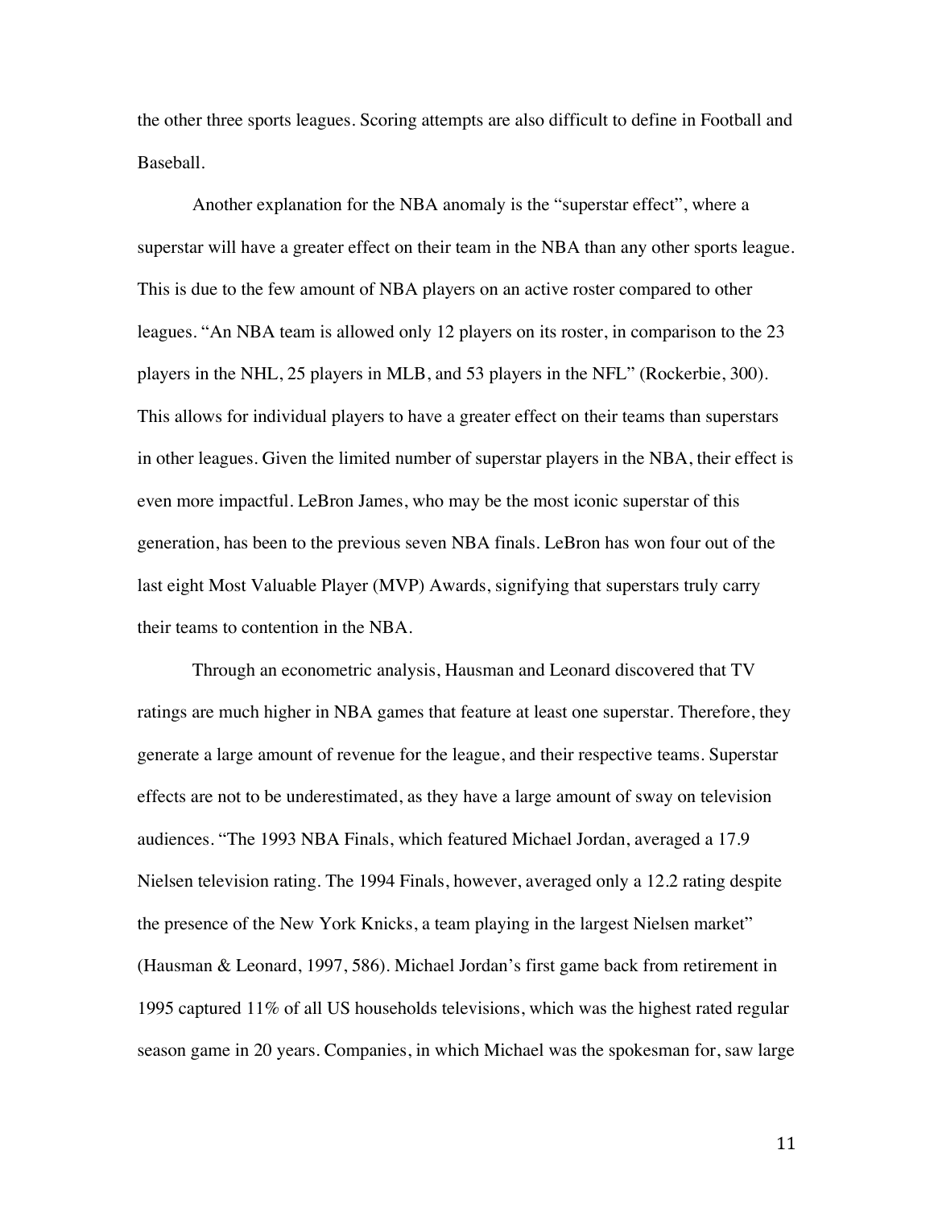the other three sports leagues. Scoring attempts are also difficult to define in Football and Baseball.

Another explanation for the NBA anomaly is the "superstar effect", where a superstar will have a greater effect on their team in the NBA than any other sports league. This is due to the few amount of NBA players on an active roster compared to other leagues. "An NBA team is allowed only 12 players on its roster, in comparison to the 23 players in the NHL, 25 players in MLB, and 53 players in the NFL" (Rockerbie, 300). This allows for individual players to have a greater effect on their teams than superstars in other leagues. Given the limited number of superstar players in the NBA, their effect is even more impactful. LeBron James, who may be the most iconic superstar of this generation, has been to the previous seven NBA finals. LeBron has won four out of the last eight Most Valuable Player (MVP) Awards, signifying that superstars truly carry their teams to contention in the NBA.

Through an econometric analysis, Hausman and Leonard discovered that TV ratings are much higher in NBA games that feature at least one superstar. Therefore, they generate a large amount of revenue for the league, and their respective teams. Superstar effects are not to be underestimated, as they have a large amount of sway on television audiences. "The 1993 NBA Finals, which featured Michael Jordan, averaged a 17.9 Nielsen television rating. The 1994 Finals, however, averaged only a 12.2 rating despite the presence of the New York Knicks, a team playing in the largest Nielsen market" (Hausman & Leonard, 1997, 586). Michael Jordan's first game back from retirement in 1995 captured 11% of all US households televisions, which was the highest rated regular season game in 20 years. Companies, in which Michael was the spokesman for, saw large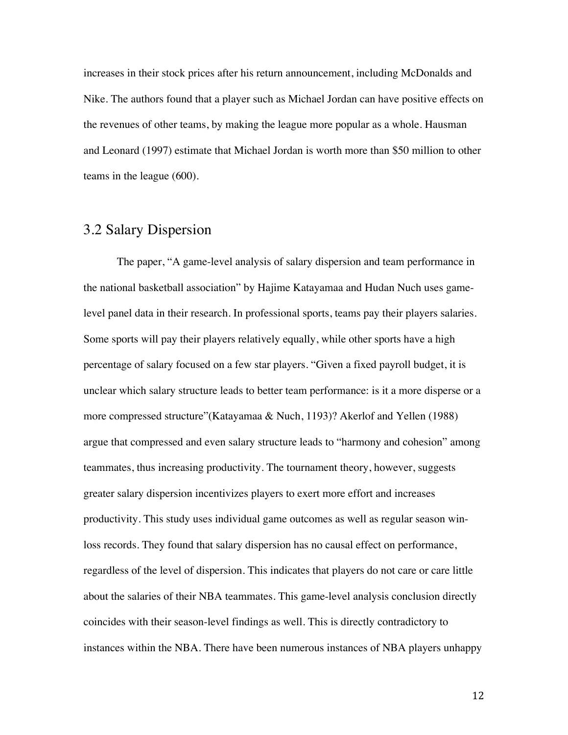increases in their stock prices after his return announcement, including McDonalds and Nike. The authors found that a player such as Michael Jordan can have positive effects on the revenues of other teams, by making the league more popular as a whole. Hausman and Leonard (1997) estimate that Michael Jordan is worth more than $50 million to other teams in the league (600).

## 3.2 Salary Dispersion

The paper, "A game-level analysis of salary dispersion and team performance in the national basketball association" by Hajime Katayamaa and Hudan Nuch uses game-level panel data in their research. In professional sports, teams pay their players salaries. Some sports will pay their players relatively equally, while other sports have a high percentage of salary focused on a few star players. "Given a fixed payroll budget, it is unclear which salary structure leads to better team performance: is it a more disperse or a more compressed structure"(Katayamaa & Nuch, 1193)? Akerlof and Yellen (1988) argue that compressed and even salary structure leads to "harmony and cohesion" among teammates, thus increasing productivity. The tournament theory, however, suggests greater salary dispersion incentivizes players to exert more effort and increases productivity. This study uses individual game outcomes as well as regular season win-loss records. They found that salary dispersion has no causal effect on performance, regardless of the level of dispersion. This indicates that players do not care or care little about the salaries of their NBA teammates. This game-level analysis conclusion directly coincides with their season-level findings as well. This is directly contradictory to instances within the NBA. There have been numerous instances of NBA players unhappy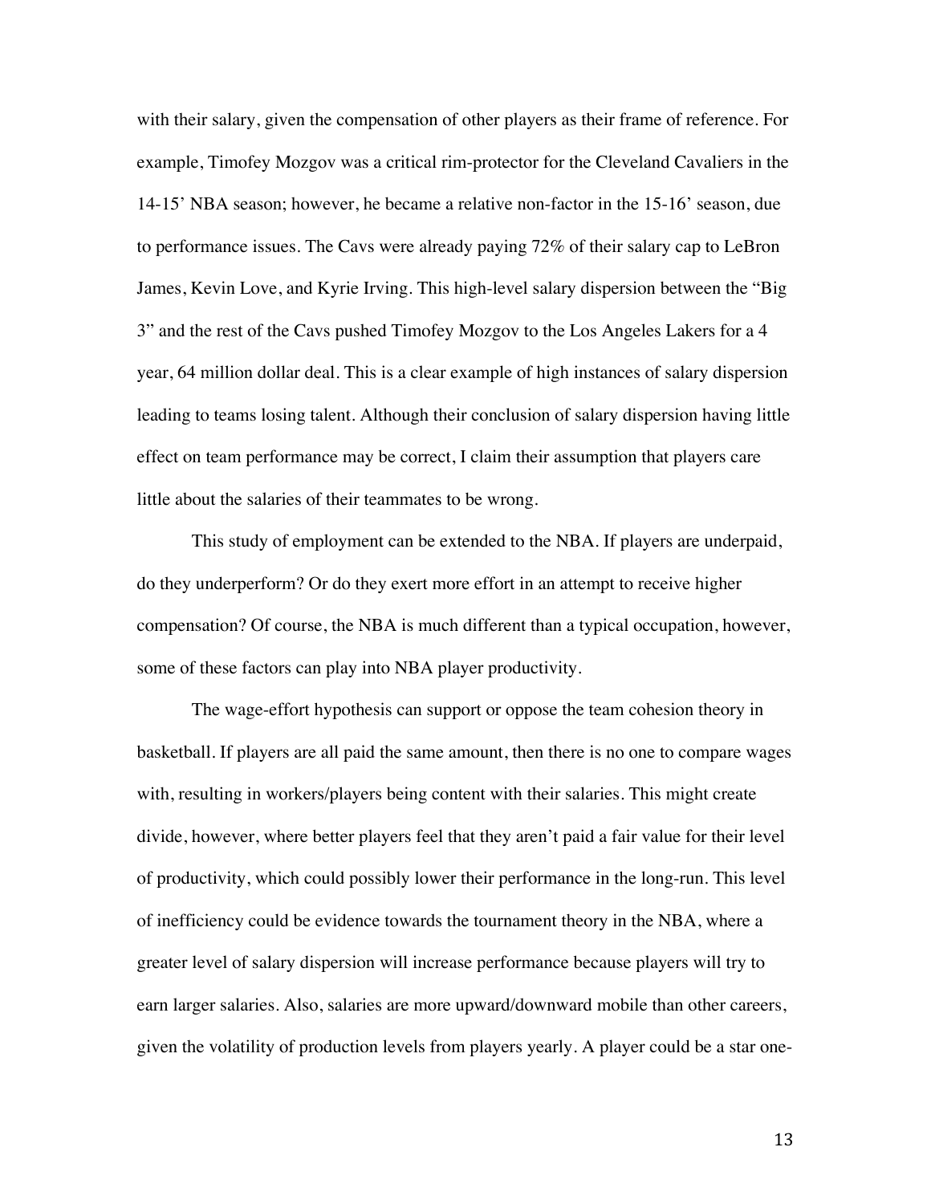with their salary, given the compensation of other players as their frame of reference. For example, Timofey Mozgov was a critical rim-protector for the Cleveland Cavaliers in the 14-15' NBA season; however, he became a relative non-factor in the 15-16' season, due to performance issues. The Cavs were already paying 72% of their salary cap to LeBron James, Kevin Love, and Kyrie Irving. This high-level salary dispersion between the "Big 3" and the rest of the Cavs pushed Timofey Mozgov to the Los Angeles Lakers for a 4 year, 64 million dollar deal. This is a clear example of high instances of salary dispersion leading to teams losing talent. Although their conclusion of salary dispersion having little effect on team performance may be correct, I claim their assumption that players care little about the salaries of their teammates to be wrong.

This study of employment can be extended to the NBA. If players are underpaid, do they underperform? Or do they exert more effort in an attempt to receive higher compensation? Of course, the NBA is much different than a typical occupation, however, some of these factors can play into NBA player productivity.

The wage-effort hypothesis can support or oppose the team cohesion theory in basketball. If players are all paid the same amount, then there is no one to compare wages with, resulting in workers/players being content with their salaries. This might create divide, however, where better players feel that they aren't paid a fair value for their level of productivity, which could possibly lower their performance in the long-run. This level of inefficiency could be evidence towards the tournament theory in the NBA, where a greater level of salary dispersion will increase performance because players will try to earn larger salaries. Also, salaries are more upward/downward mobile than other careers, given the volatility of production levels from players yearly. A player could be a star one-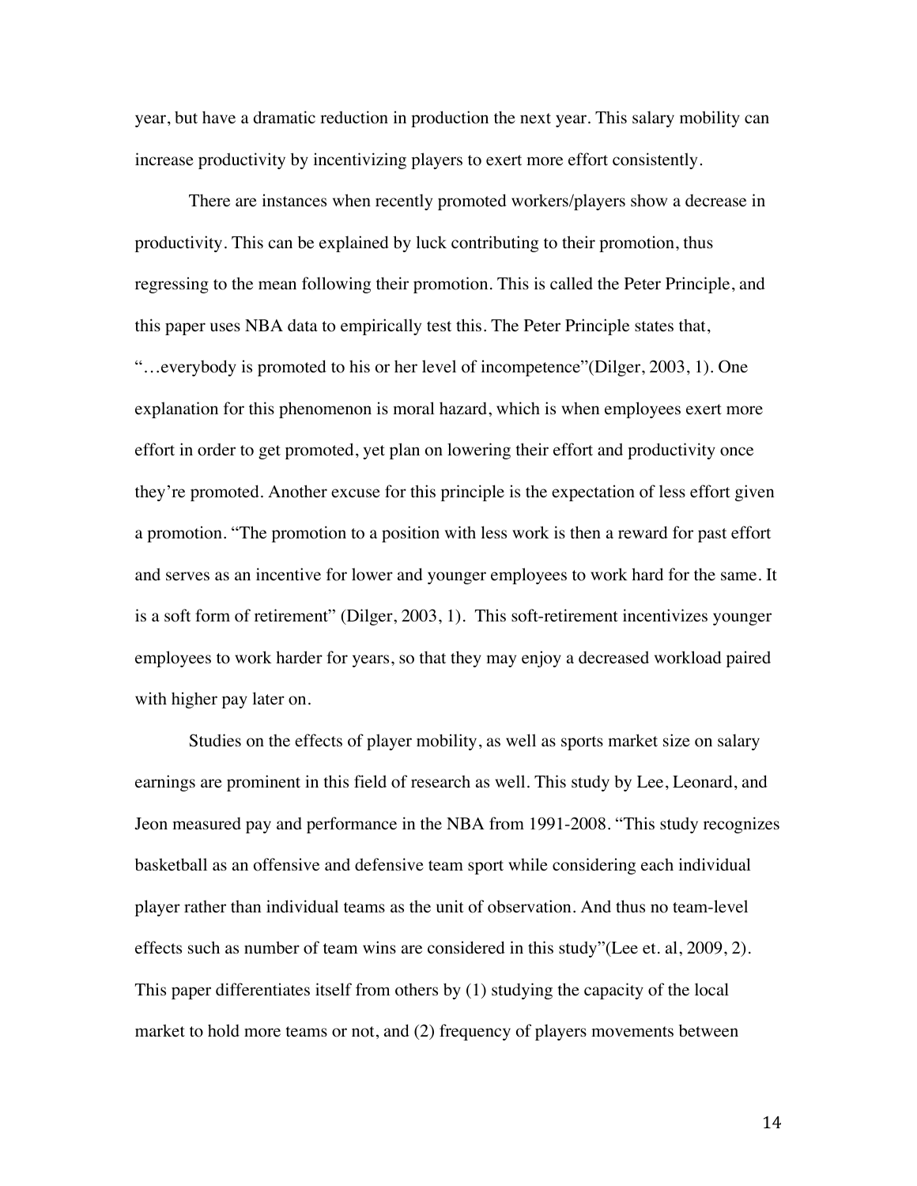year, but have a dramatic reduction in production the next year. This salary mobility can increase productivity by incentivizing players to exert more effort consistently.

There are instances when recently promoted workers/players show a decrease in productivity. This can be explained by luck contributing to their promotion, thus regressing to the mean following their promotion. This is called the Peter Principle, and this paper uses NBA data to empirically test this. The Peter Principle states that, "…everybody is promoted to his or her level of incompetence"(Dilger, 2003, 1). One explanation for this phenomenon is moral hazard, which is when employees exert more effort in order to get promoted, yet plan on lowering their effort and productivity once they're promoted. Another excuse for this principle is the expectation of less effort given a promotion. "The promotion to a position with less work is then a reward for past effort and serves as an incentive for lower and younger employees to work hard for the same. It is a soft form of retirement" (Dilger, 2003, 1). This soft-retirement incentivizes younger employees to work harder for years, so that they may enjoy a decreased workload paired with higher pay later on.

Studies on the effects of player mobility, as well as sports market size on salary earnings are prominent in this field of research as well. This study by Lee, Leonard, and Jeon measured pay and performance in the NBA from 1991-2008. "This study recognizes basketball as an offensive and defensive team sport while considering each individual player rather than individual teams as the unit of observation. And thus no team-level effects such as number of team wins are considered in this study"(Lee et. al, 2009, 2). This paper differentiates itself from others by (1) studying the capacity of the local market to hold more teams or not, and (2) frequency of players movements between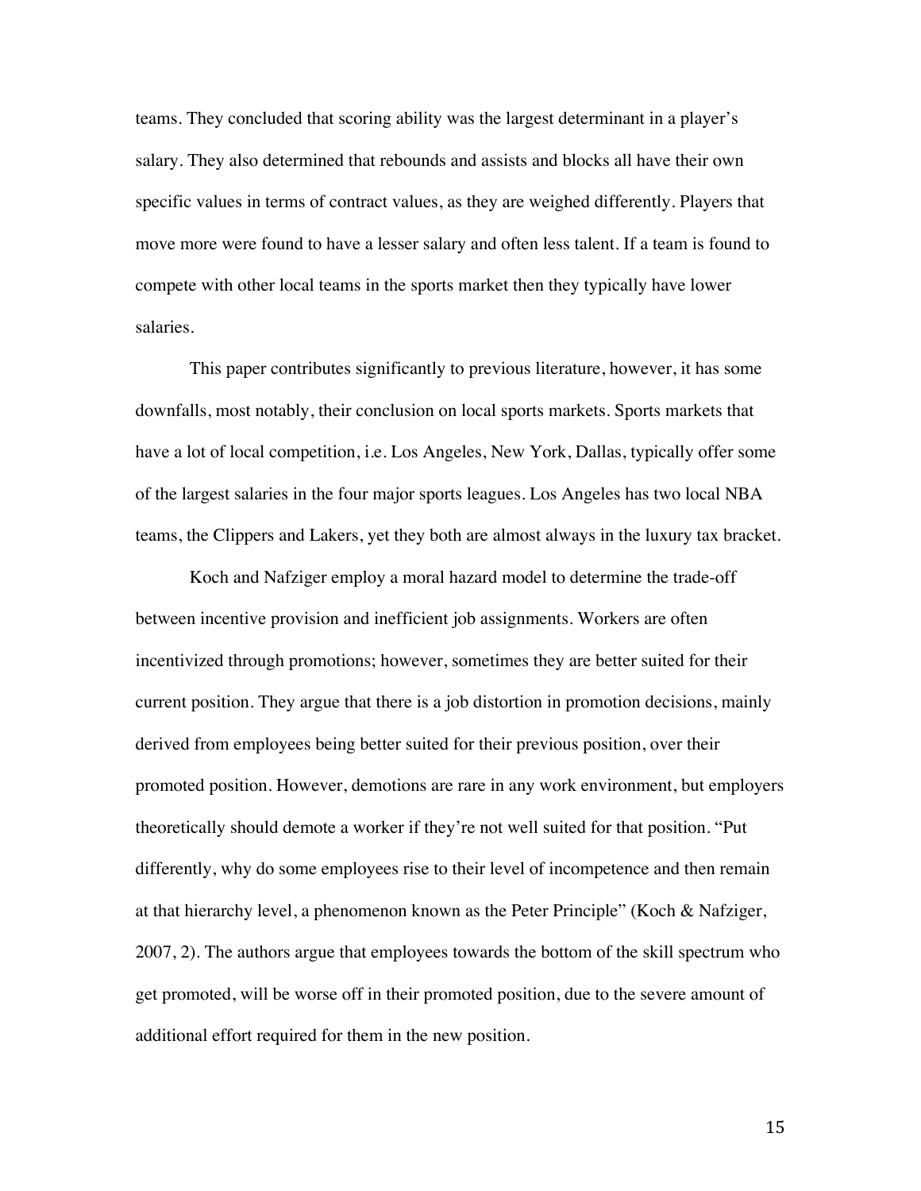teams. They concluded that scoring ability was the largest determinant in a player's salary. They also determined that rebounds and assists and blocks all have their own specific values in terms of contract values, as they are weighed differently. Players that move more were found to have a lesser salary and often less talent. If a team is found to compete with other local teams in the sports market then they typically have lower salaries.

This paper contributes significantly to previous literature, however, it has some downfalls, most notably, their conclusion on local sports markets. Sports markets that have a lot of local competition, i.e. Los Angeles, New York, Dallas, typically offer some of the largest salaries in the four major sports leagues. Los Angeles has two local NBA teams, the Clippers and Lakers, yet they both are almost always in the luxury tax bracket.

Koch and Nafziger employ a moral hazard model to determine the trade-off between incentive provision and inefficient job assignments. Workers are often incentivized through promotions; however, sometimes they are better suited for their current position. They argue that there is a job distortion in promotion decisions, mainly derived from employees being better suited for their previous position, over their promoted position. However, demotions are rare in any work environment, but employers theoretically should demote a worker if they're not well suited for that position. "Put differently, why do some employees rise to their level of incompetence and then remain at that hierarchy level, a phenomenon known as the Peter Principle" (Koch & Nafziger, 2007, 2). The authors argue that employees towards the bottom of the skill spectrum who get promoted, will be worse off in their promoted position, due to the severe amount of additional effort required for them in the new position.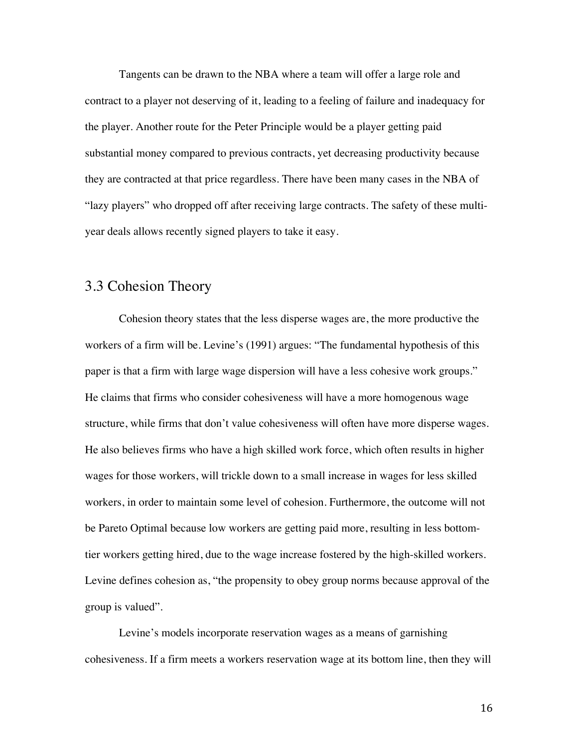Tangents can be drawn to the NBA where a team will offer a large role and contract to a player not deserving of it, leading to a feeling of failure and inadequacy for the player. Another route for the Peter Principle would be a player getting paid substantial money compared to previous contracts, yet decreasing productivity because they are contracted at that price regardless. There have been many cases in the NBA of "lazy players" who dropped off after receiving large contracts. The safety of these multi-year deals allows recently signed players to take it easy.

## 3.3 Cohesion Theory

Cohesion theory states that the less disperse wages are, the more productive the workers of a firm will be. Levine's (1991) argues: "The fundamental hypothesis of this paper is that a firm with large wage dispersion will have a less cohesive work groups." He claims that firms who consider cohesiveness will have a more homogenous wage structure, while firms that don't value cohesiveness will often have more disperse wages. He also believes firms who have a high skilled work force, which often results in higher wages for those workers, will trickle down to a small increase in wages for less skilled workers, in order to maintain some level of cohesion. Furthermore, the outcome will not be Pareto Optimal because low workers are getting paid more, resulting in less bottom-tier workers getting hired, due to the wage increase fostered by the high-skilled workers. Levine defines cohesion as, "the propensity to obey group norms because approval of the group is valued".

Levine's models incorporate reservation wages as a means of garnishing cohesiveness. If a firm meets a workers reservation wage at its bottom line, then they will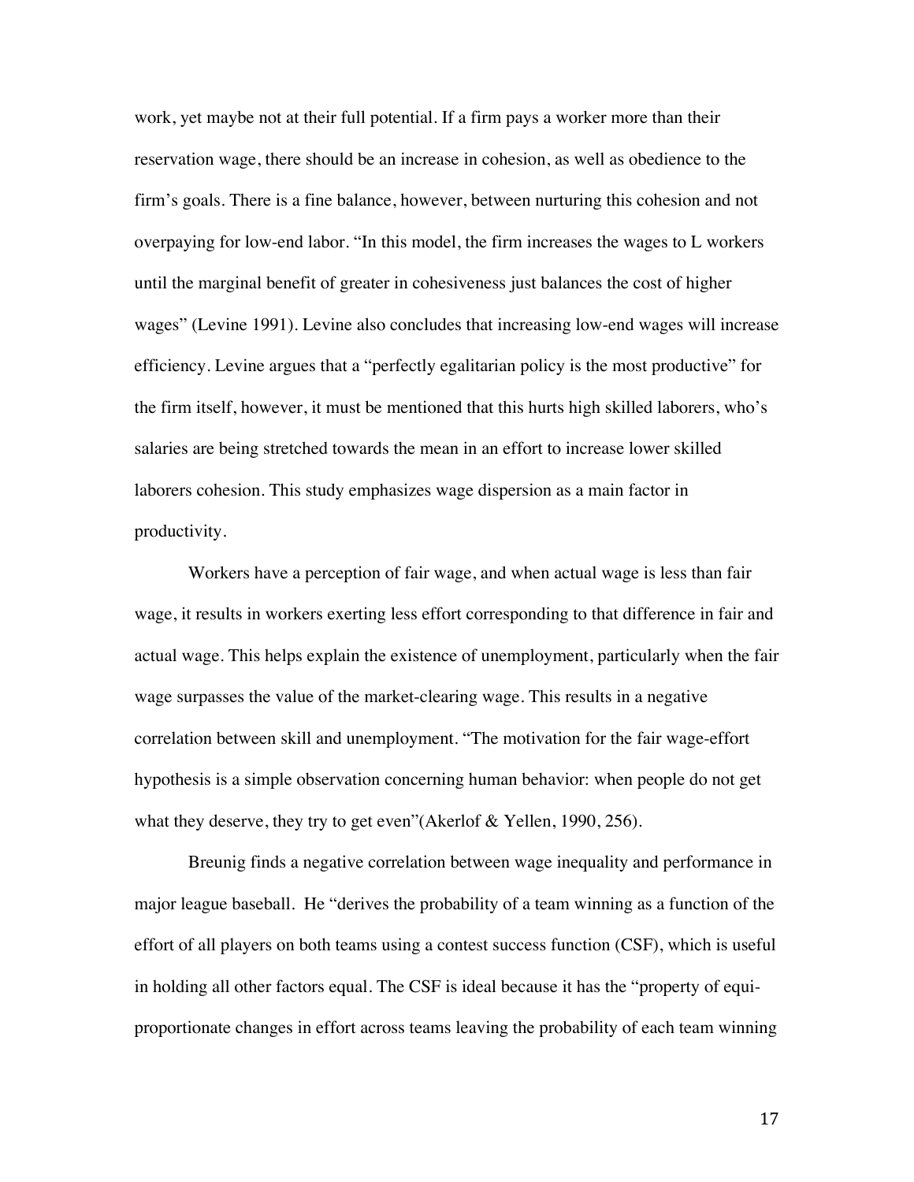work, yet maybe not at their full potential. If a firm pays a worker more than their reservation wage, there should be an increase in cohesion, as well as obedience to the firm's goals. There is a fine balance, however, between nurturing this cohesion and not overpaying for low-end labor. "In this model, the firm increases the wages to L workers until the marginal benefit of greater in cohesiveness just balances the cost of higher wages" (Levine 1991). Levine also concludes that increasing low-end wages will increase efficiency. Levine argues that a "perfectly egalitarian policy is the most productive" for the firm itself, however, it must be mentioned that this hurts high skilled laborers, who's salaries are being stretched towards the mean in an effort to increase lower skilled laborers cohesion. This study emphasizes wage dispersion as a main factor in productivity.

Workers have a perception of fair wage, and when actual wage is less than fair wage, it results in workers exerting less effort corresponding to that difference in fair and actual wage. This helps explain the existence of unemployment, particularly when the fair wage surpasses the value of the market-clearing wage. This results in a negative correlation between skill and unemployment. "The motivation for the fair wage-effort hypothesis is a simple observation concerning human behavior: when people do not get what they deserve, they try to get even"(Akerlof & Yellen, 1990, 256).

Breunig finds a negative correlation between wage inequality and performance in major league baseball. He "derives the probability of a team winning as a function of the effort of all players on both teams using a contest success function (CSF), which is useful in holding all other factors equal. The CSF is ideal because it has the "property of equi-proportionate changes in effort across teams leaving the probability of each team winning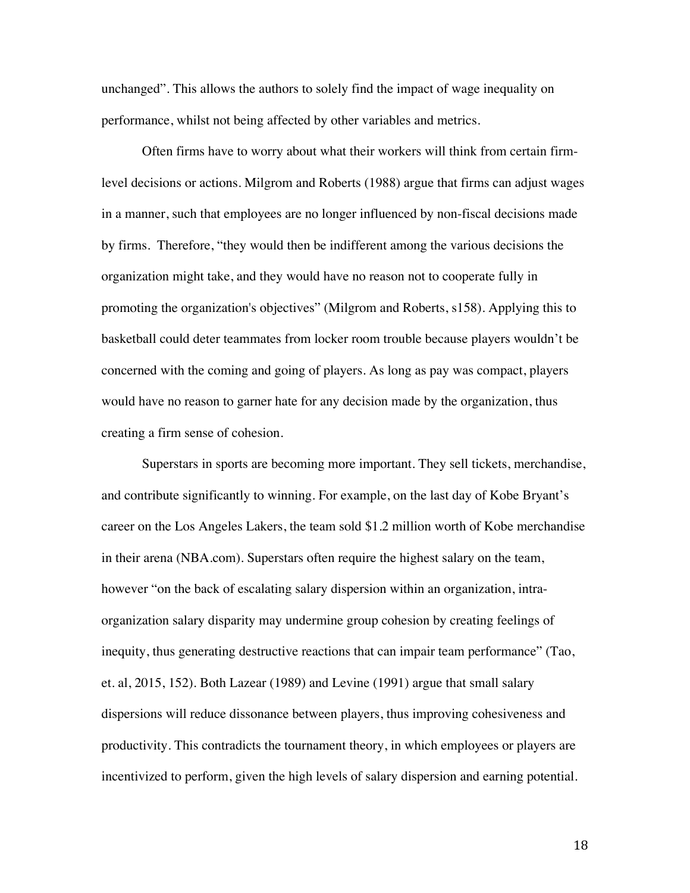unchanged". This allows the authors to solely find the impact of wage inequality on performance, whilst not being affected by other variables and metrics.

Often firms have to worry about what their workers will think from certain firm-level decisions or actions. Milgrom and Roberts (1988) argue that firms can adjust wages in a manner, such that employees are no longer influenced by non-fiscal decisions made by firms. Therefore, "they would then be indifferent among the various decisions the organization might take, and they would have no reason not to cooperate fully in promoting the organization's objectives" (Milgrom and Roberts, s158). Applying this to basketball could deter teammates from locker room trouble because players wouldn't be concerned with the coming and going of players. As long as pay was compact, players would have no reason to garner hate for any decision made by the organization, thus creating a firm sense of cohesion.

Superstars in sports are becoming more important. They sell tickets, merchandise, and contribute significantly to winning. For example, on the last day of Kobe Bryant's career on the Los Angeles Lakers, the team sold $1.2 million worth of Kobe merchandise in their arena (NBA.com). Superstars often require the highest salary on the team, however "on the back of escalating salary dispersion within an organization, intra-organization salary disparity may undermine group cohesion by creating feelings of inequity, thus generating destructive reactions that can impair team performance" (Tao, et. al, 2015, 152). Both Lazear (1989) and Levine (1991) argue that small salary dispersions will reduce dissonance between players, thus improving cohesiveness and productivity. This contradicts the tournament theory, in which employees or players are incentivized to perform, given the high levels of salary dispersion and earning potential.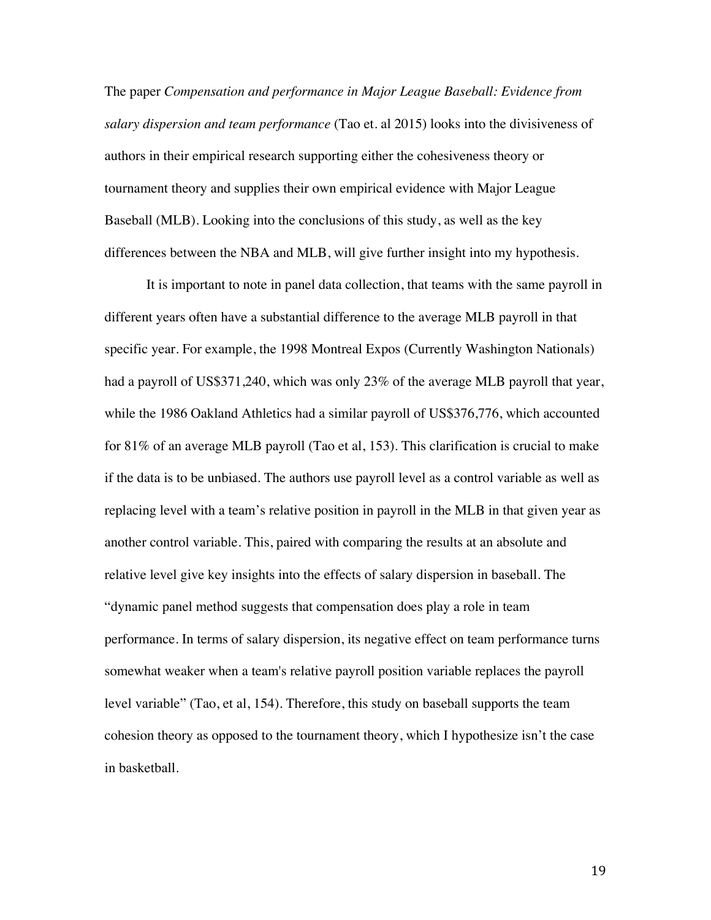The paper *Compensation and performance in Major League Baseball: Evidence from salary dispersion and team performance* (Tao et. al 2015) looks into the divisiveness of authors in their empirical research supporting either the cohesiveness theory or tournament theory and supplies their own empirical evidence with Major League Baseball (MLB). Looking into the conclusions of this study, as well as the key differences between the NBA and MLB, will give further insight into my hypothesis.

It is important to note in panel data collection, that teams with the same payroll in different years often have a substantial difference to the average MLB payroll in that specific year. For example, the 1998 Montreal Expos (Currently Washington Nationals) had a payroll of US$371,240, which was only 23% of the average MLB payroll that year, while the 1986 Oakland Athletics had a similar payroll of US$376,776, which accounted for 81% of an average MLB payroll (Tao et al, 153). This clarification is crucial to make if the data is to be unbiased. The authors use payroll level as a control variable as well as replacing level with a team's relative position in payroll in the MLB in that given year as another control variable. This, paired with comparing the results at an absolute and relative level give key insights into the effects of salary dispersion in baseball. The "dynamic panel method suggests that compensation does play a role in team performance. In terms of salary dispersion, its negative effect on team performance turns somewhat weaker when a team's relative payroll position variable replaces the payroll level variable" (Tao, et al, 154). Therefore, this study on baseball supports the team cohesion theory as opposed to the tournament theory, which I hypothesize isn't the case in basketball.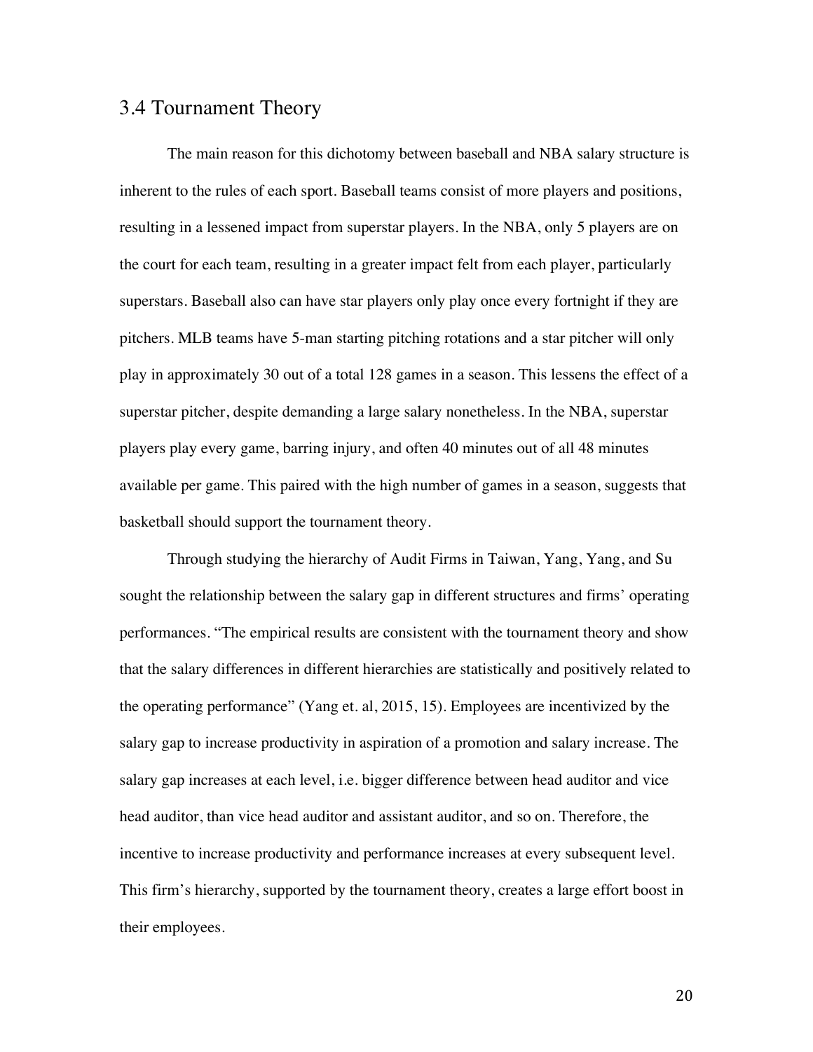## 3.4 Tournament Theory

The main reason for this dichotomy between baseball and NBA salary structure is inherent to the rules of each sport. Baseball teams consist of more players and positions, resulting in a lessened impact from superstar players. In the NBA, only 5 players are on the court for each team, resulting in a greater impact felt from each player, particularly superstars. Baseball also can have star players only play once every fortnight if they are pitchers. MLB teams have 5-man starting pitching rotations and a star pitcher will only play in approximately 30 out of a total 128 games in a season. This lessens the effect of a superstar pitcher, despite demanding a large salary nonetheless. In the NBA, superstar players play every game, barring injury, and often 40 minutes out of all 48 minutes available per game. This paired with the high number of games in a season, suggests that basketball should support the tournament theory.

Through studying the hierarchy of Audit Firms in Taiwan, Yang, Yang, and Su sought the relationship between the salary gap in different structures and firms' operating performances. "The empirical results are consistent with the tournament theory and show that the salary differences in different hierarchies are statistically and positively related to the operating performance" (Yang et. al, 2015, 15). Employees are incentivized by the salary gap to increase productivity in aspiration of a promotion and salary increase. The salary gap increases at each level, i.e. bigger difference between head auditor and vice head auditor, than vice head auditor and assistant auditor, and so on. Therefore, the incentive to increase productivity and performance increases at every subsequent level. This firm's hierarchy, supported by the tournament theory, creates a large effort boost in their employees.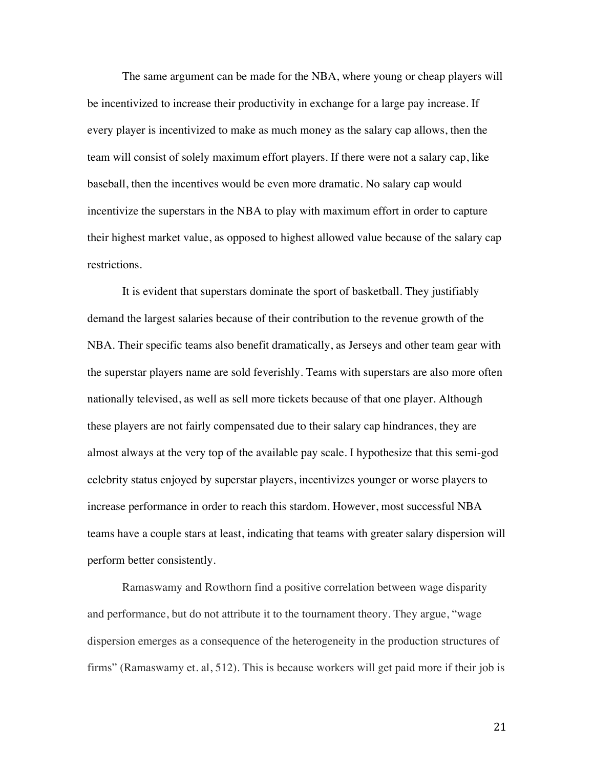The same argument can be made for the NBA, where young or cheap players will be incentivized to increase their productivity in exchange for a large pay increase. If every player is incentivized to make as much money as the salary cap allows, then the team will consist of solely maximum effort players. If there were not a salary cap, like baseball, then the incentives would be even more dramatic. No salary cap would incentivize the superstars in the NBA to play with maximum effort in order to capture their highest market value, as opposed to highest allowed value because of the salary cap restrictions.

It is evident that superstars dominate the sport of basketball. They justifiably demand the largest salaries because of their contribution to the revenue growth of the NBA. Their specific teams also benefit dramatically, as Jerseys and other team gear with the superstar players name are sold feverishly. Teams with superstars are also more often nationally televised, as well as sell more tickets because of that one player. Although these players are not fairly compensated due to their salary cap hindrances, they are almost always at the very top of the available pay scale. I hypothesize that this semi-god celebrity status enjoyed by superstar players, incentivizes younger or worse players to increase performance in order to reach this stardom. However, most successful NBA teams have a couple stars at least, indicating that teams with greater salary dispersion will perform better consistently.

Ramaswamy and Rowthorn find a positive correlation between wage disparity and performance, but do not attribute it to the tournament theory. They argue, "wage dispersion emerges as a consequence of the heterogeneity in the production structures of firms" (Ramaswamy et. al, 512). This is because workers will get paid more if their job is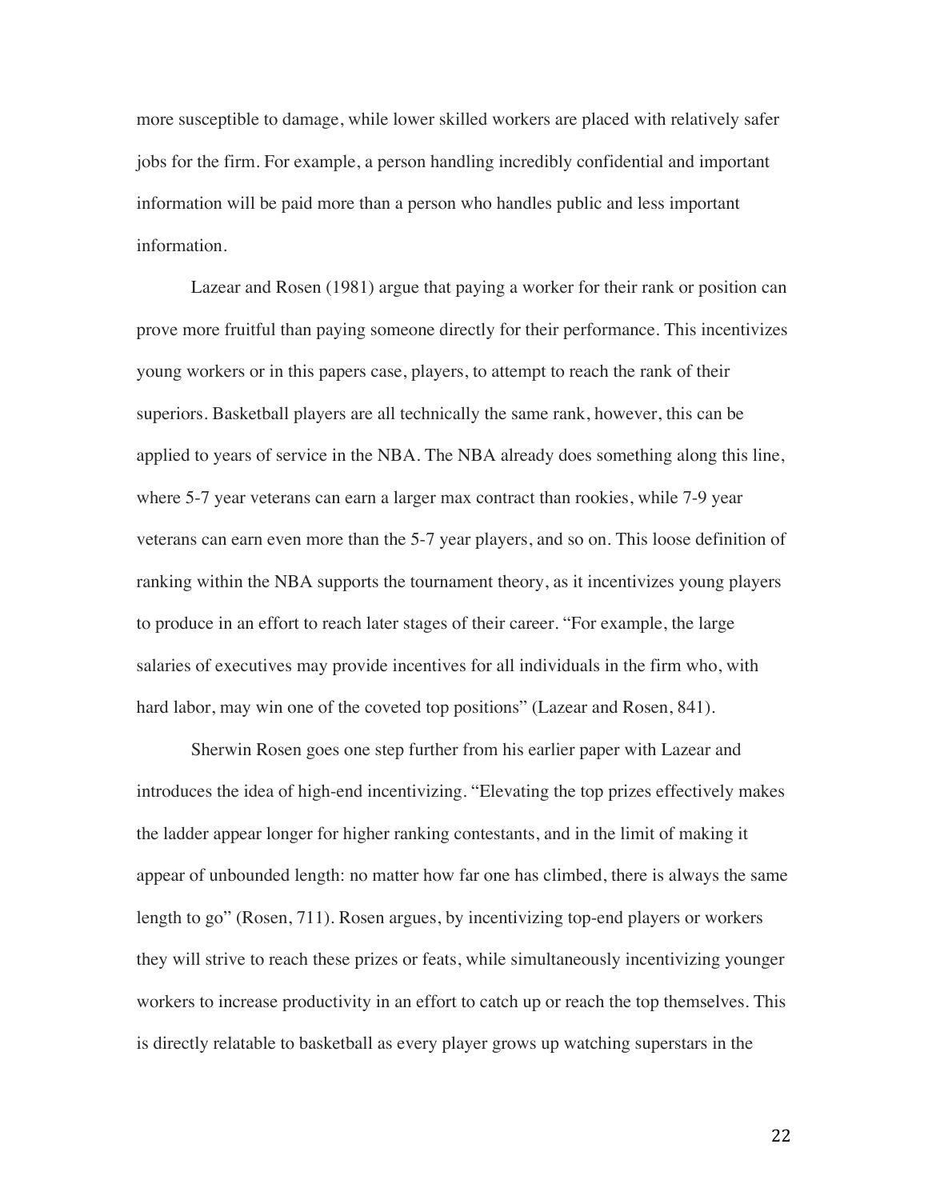more susceptible to damage, while lower skilled workers are placed with relatively safer jobs for the firm. For example, a person handling incredibly confidential and important information will be paid more than a person who handles public and less important information.

Lazear and Rosen (1981) argue that paying a worker for their rank or position can prove more fruitful than paying someone directly for their performance. This incentivizes young workers or in this papers case, players, to attempt to reach the rank of their superiors. Basketball players are all technically the same rank, however, this can be applied to years of service in the NBA. The NBA already does something along this line, where 5-7 year veterans can earn a larger max contract than rookies, while 7-9 year veterans can earn even more than the 5-7 year players, and so on. This loose definition of ranking within the NBA supports the tournament theory, as it incentivizes young players to produce in an effort to reach later stages of their career. "For example, the large salaries of executives may provide incentives for all individuals in the firm who, with hard labor, may win one of the coveted top positions" (Lazear and Rosen, 841).

Sherwin Rosen goes one step further from his earlier paper with Lazear and introduces the idea of high-end incentivizing. "Elevating the top prizes effectively makes the ladder appear longer for higher ranking contestants, and in the limit of making it appear of unbounded length: no matter how far one has climbed, there is always the same length to go" (Rosen, 711). Rosen argues, by incentivizing top-end players or workers they will strive to reach these prizes or feats, while simultaneously incentivizing younger workers to increase productivity in an effort to catch up or reach the top themselves. This is directly relatable to basketball as every player grows up watching superstars in the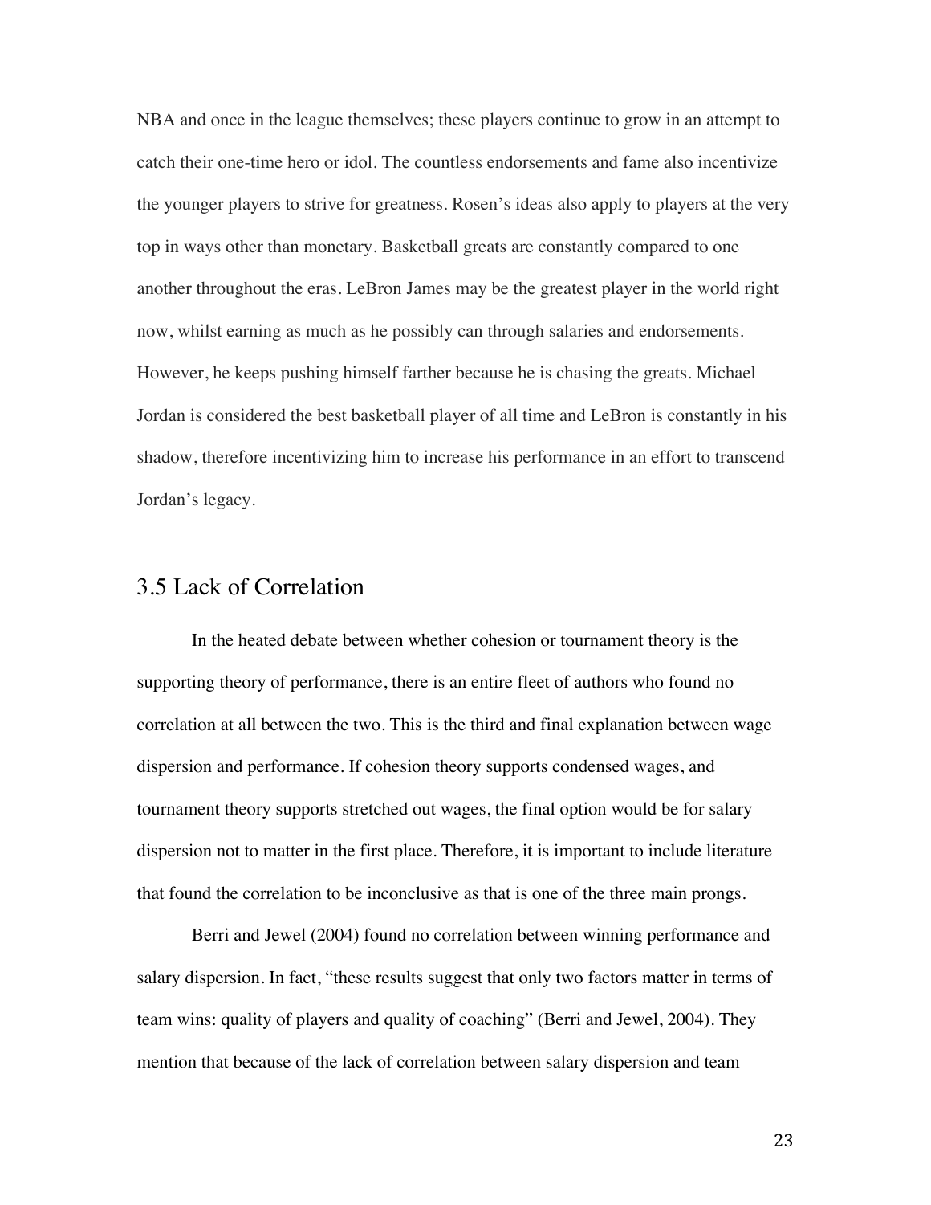NBA and once in the league themselves; these players continue to grow in an attempt to catch their one-time hero or idol. The countless endorsements and fame also incentivize the younger players to strive for greatness. Rosen's ideas also apply to players at the very top in ways other than monetary. Basketball greats are constantly compared to one another throughout the eras. LeBron James may be the greatest player in the world right now, whilst earning as much as he possibly can through salaries and endorsements. However, he keeps pushing himself farther because he is chasing the greats. Michael Jordan is considered the best basketball player of all time and LeBron is constantly in his shadow, therefore incentivizing him to increase his performance in an effort to transcend Jordan's legacy.

## 3.5 Lack of Correlation

In the heated debate between whether cohesion or tournament theory is the supporting theory of performance, there is an entire fleet of authors who found no correlation at all between the two. This is the third and final explanation between wage dispersion and performance. If cohesion theory supports condensed wages, and tournament theory supports stretched out wages, the final option would be for salary dispersion not to matter in the first place. Therefore, it is important to include literature that found the correlation to be inconclusive as that is one of the three main prongs.

Berri and Jewel (2004) found no correlation between winning performance and salary dispersion. In fact, "these results suggest that only two factors matter in terms of team wins: quality of players and quality of coaching" (Berri and Jewel, 2004). They mention that because of the lack of correlation between salary dispersion and team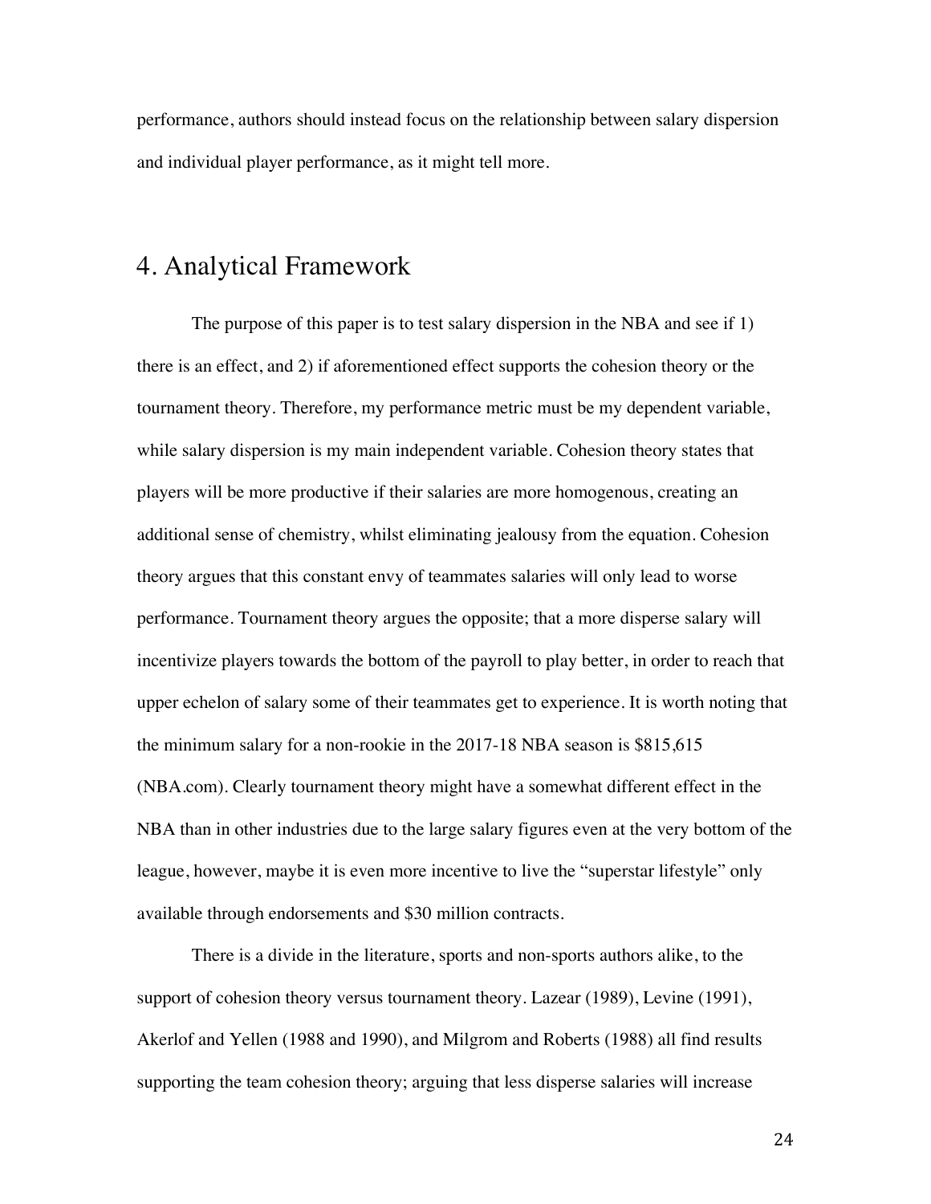performance, authors should instead focus on the relationship between salary dispersion and individual player performance, as it might tell more.

## 4. Analytical Framework

The purpose of this paper is to test salary dispersion in the NBA and see if 1) there is an effect, and 2) if aforementioned effect supports the cohesion theory or the tournament theory. Therefore, my performance metric must be my dependent variable, while salary dispersion is my main independent variable. Cohesion theory states that players will be more productive if their salaries are more homogenous, creating an additional sense of chemistry, whilst eliminating jealousy from the equation. Cohesion theory argues that this constant envy of teammates salaries will only lead to worse performance. Tournament theory argues the opposite; that a more disperse salary will incentivize players towards the bottom of the payroll to play better, in order to reach that upper echelon of salary some of their teammates get to experience. It is worth noting that the minimum salary for a non-rookie in the 2017-18 NBA season is $815,615 (NBA.com). Clearly tournament theory might have a somewhat different effect in the NBA than in other industries due to the large salary figures even at the very bottom of the league, however, maybe it is even more incentive to live the "superstar lifestyle" only available through endorsements and $30 million contracts.

There is a divide in the literature, sports and non-sports authors alike, to the support of cohesion theory versus tournament theory. Lazear (1989), Levine (1991), Akerlof and Yellen (1988 and 1990), and Milgrom and Roberts (1988) all find results supporting the team cohesion theory; arguing that less disperse salaries will increase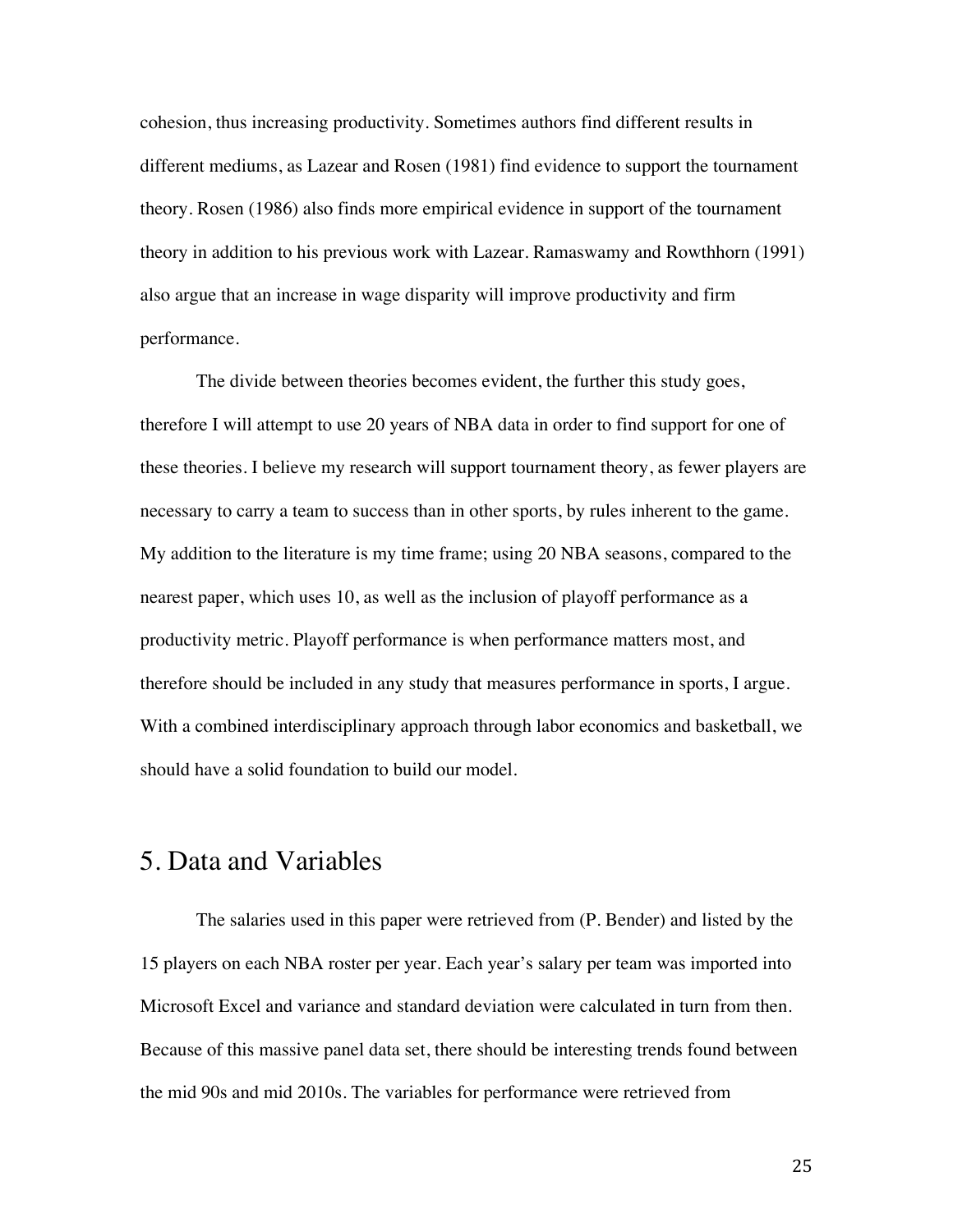cohesion, thus increasing productivity. Sometimes authors find different results in different mediums, as Lazear and Rosen (1981) find evidence to support the tournament theory. Rosen (1986) also finds more empirical evidence in support of the tournament theory in addition to his previous work with Lazear. Ramaswamy and Rowthhorn (1991) also argue that an increase in wage disparity will improve productivity and firm performance.

The divide between theories becomes evident, the further this study goes, therefore I will attempt to use 20 years of NBA data in order to find support for one of these theories. I believe my research will support tournament theory, as fewer players are necessary to carry a team to success than in other sports, by rules inherent to the game. My addition to the literature is my time frame; using 20 NBA seasons, compared to the nearest paper, which uses 10, as well as the inclusion of playoff performance as a productivity metric. Playoff performance is when performance matters most, and therefore should be included in any study that measures performance in sports, I argue. With a combined interdisciplinary approach through labor economics and basketball, we should have a solid foundation to build our model.

## 5. Data and Variables

The salaries used in this paper were retrieved from (P. Bender) and listed by the 15 players on each NBA roster per year. Each year's salary per team was imported into Microsoft Excel and variance and standard deviation were calculated in turn from then. Because of this massive panel data set, there should be interesting trends found between the mid 90s and mid 2010s. The variables for performance were retrieved from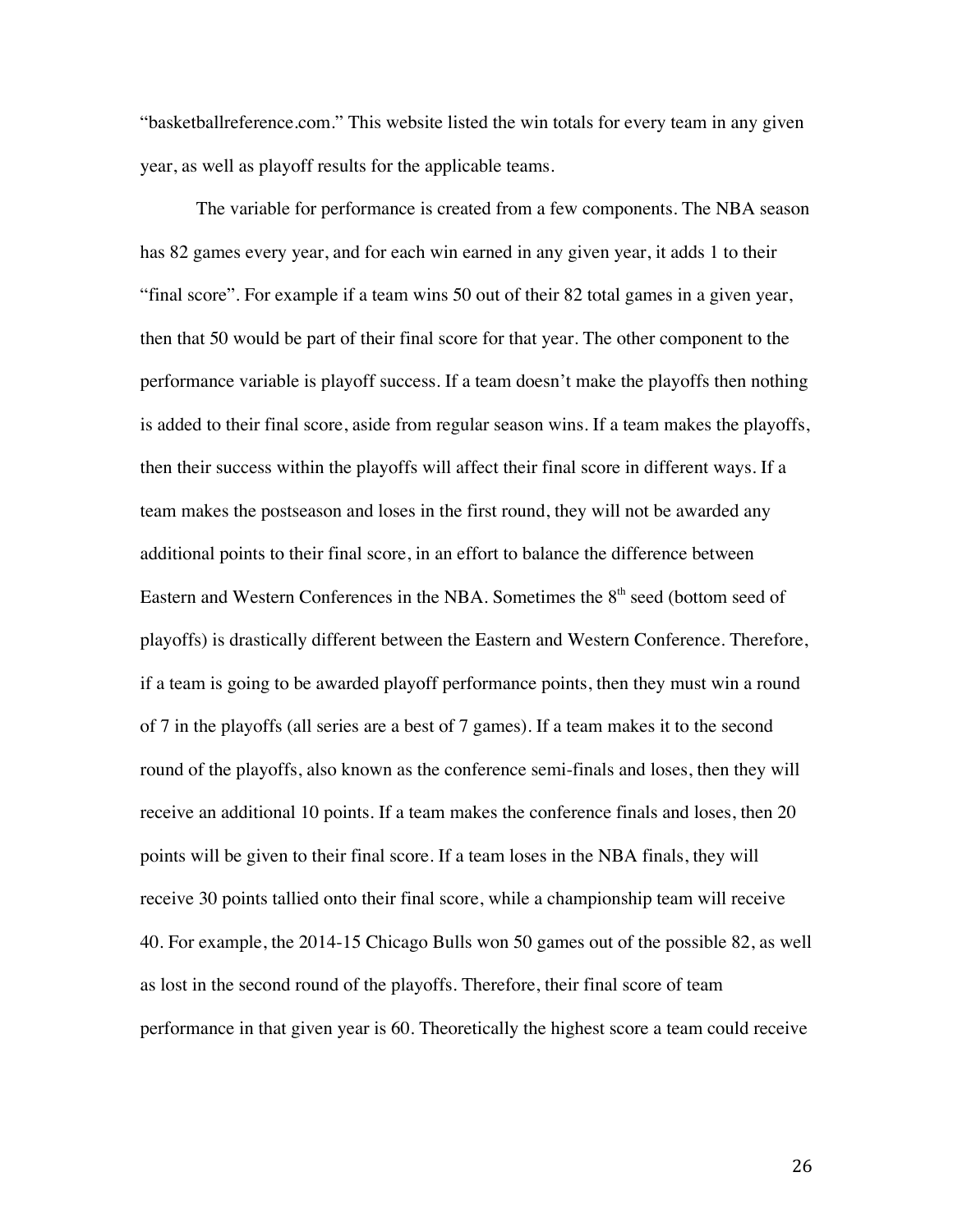"basketballreference.com." This website listed the win totals for every team in any given year, as well as playoff results for the applicable teams.

The variable for performance is created from a few components. The NBA season has 82 games every year, and for each win earned in any given year, it adds 1 to their "final score". For example if a team wins 50 out of their 82 total games in a given year, then that 50 would be part of their final score for that year. The other component to the performance variable is playoff success. If a team doesn't make the playoffs then nothing is added to their final score, aside from regular season wins. If a team makes the playoffs, then their success within the playoffs will affect their final score in different ways. If a team makes the postseason and loses in the first round, they will not be awarded any additional points to their final score, in an effort to balance the difference between Eastern and Western Conferences in the NBA. Sometimes the 8th seed (bottom seed of playoffs) is drastically different between the Eastern and Western Conference. Therefore, if a team is going to be awarded playoff performance points, then they must win a round of 7 in the playoffs (all series are a best of 7 games). If a team makes it to the second round of the playoffs, also known as the conference semi-finals and loses, then they will receive an additional 10 points. If a team makes the conference finals and loses, then 20 points will be given to their final score. If a team loses in the NBA finals, they will receive 30 points tallied onto their final score, while a championship team will receive 40. For example, the 2014-15 Chicago Bulls won 50 games out of the possible 82, as well as lost in the second round of the playoffs. Therefore, their final score of team performance in that given year is 60. Theoretically the highest score a team could receive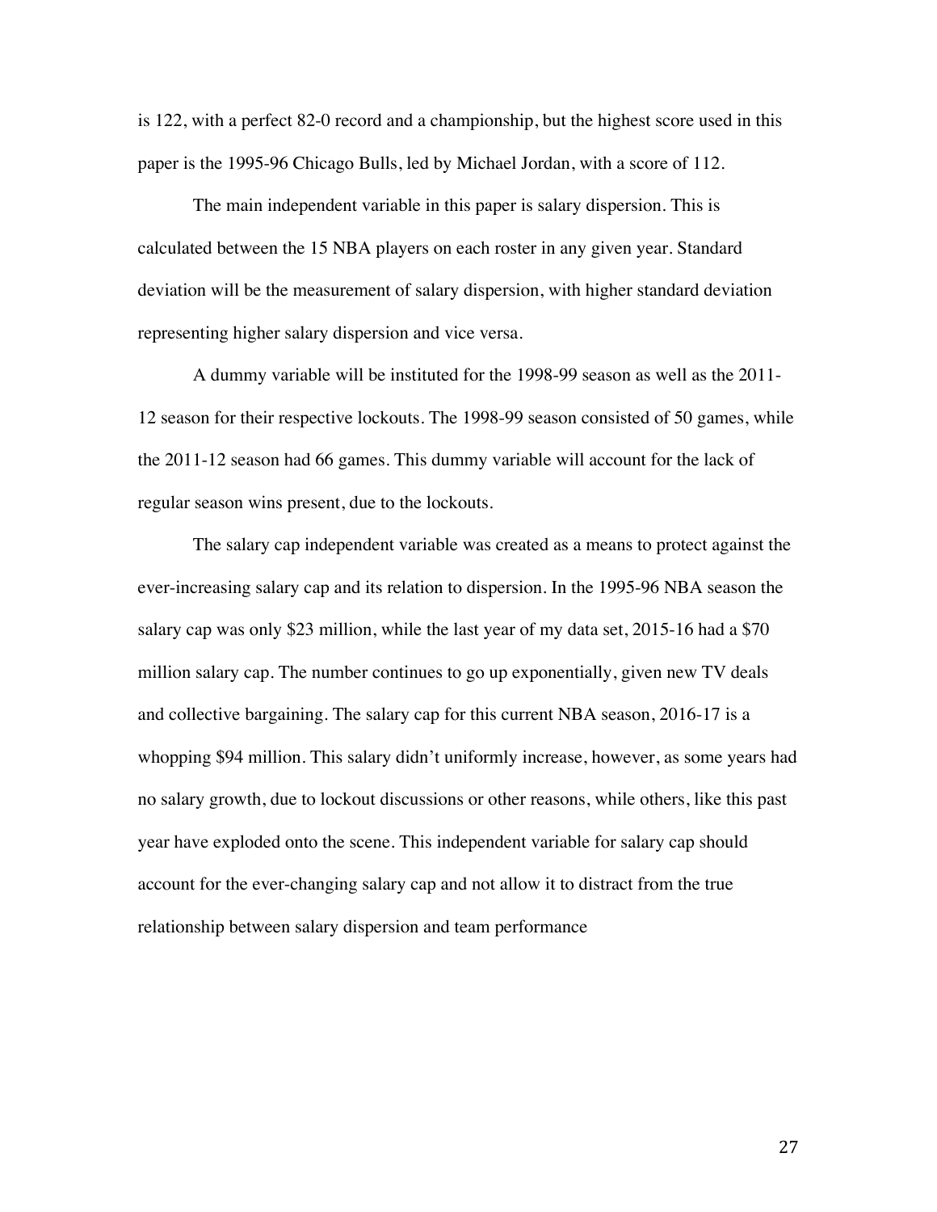is 122, with a perfect 82-0 record and a championship, but the highest score used in this paper is the 1995-96 Chicago Bulls, led by Michael Jordan, with a score of 112.

The main independent variable in this paper is salary dispersion. This is calculated between the 15 NBA players on each roster in any given year. Standard deviation will be the measurement of salary dispersion, with higher standard deviation representing higher salary dispersion and vice versa.

A dummy variable will be instituted for the 1998-99 season as well as the 2011-12 season for their respective lockouts. The 1998-99 season consisted of 50 games, while the 2011-12 season had 66 games. This dummy variable will account for the lack of regular season wins present, due to the lockouts.

The salary cap independent variable was created as a means to protect against the ever-increasing salary cap and its relation to dispersion. In the 1995-96 NBA season the salary cap was only $23 million, while the last year of my data set, 2015-16 had a $70 million salary cap. The number continues to go up exponentially, given new TV deals and collective bargaining. The salary cap for this current NBA season, 2016-17 is a whopping $94 million. This salary didn't uniformly increase, however, as some years had no salary growth, due to lockout discussions or other reasons, while others, like this past year have exploded onto the scene. This independent variable for salary cap should account for the ever-changing salary cap and not allow it to distract from the true relationship between salary dispersion and team performance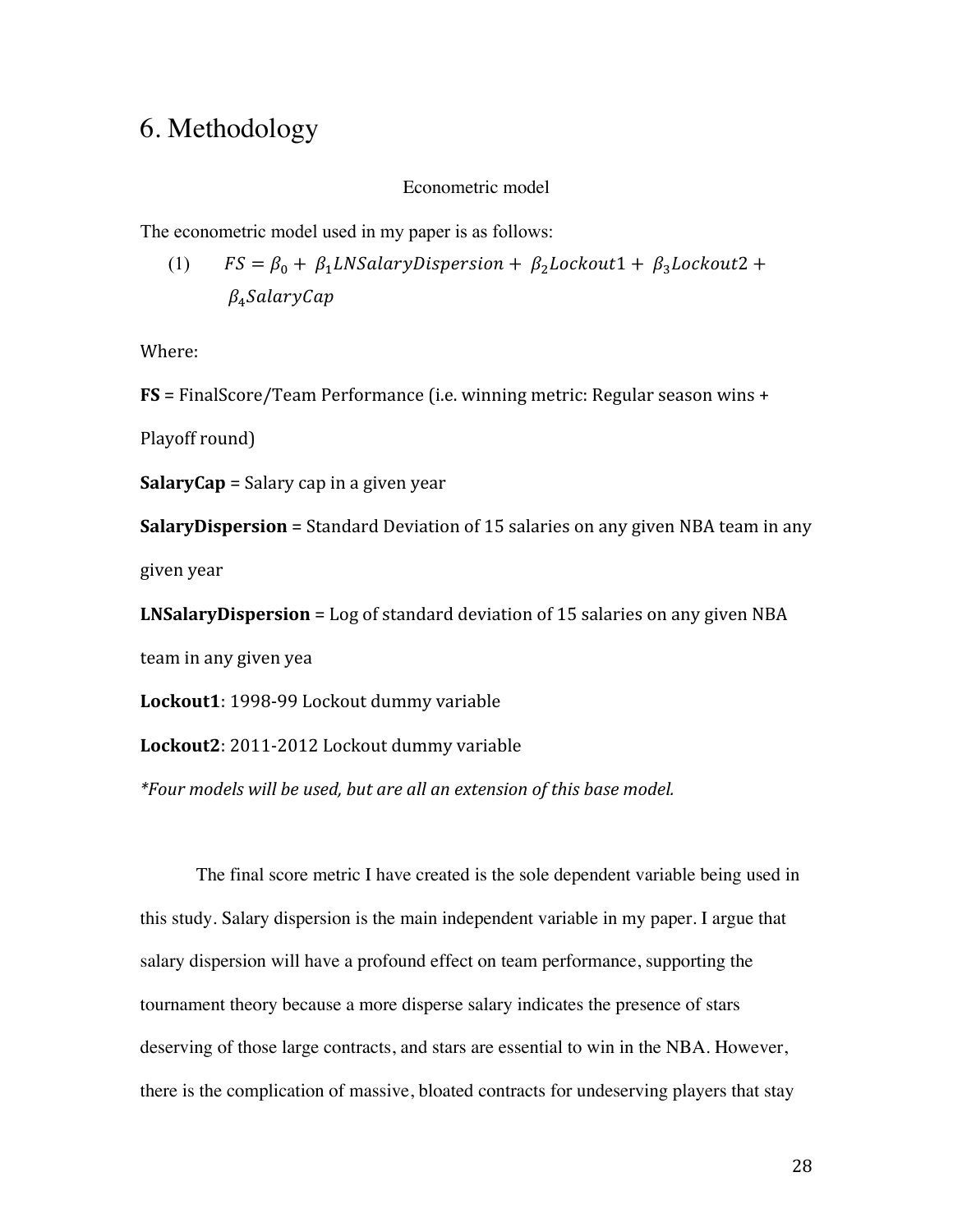# 6. Methodology

Econometric model

The econometric model used in my paper is as follows:

(1) $$FS = \beta_0 + \beta_1 LNSalaryDispersion + \beta_2 Lockout1 + \beta_3 Lockout2 + \beta_4 SalaryCap$$

Where:

**FS** = FinalScore/Team Performance (i.e. winning metric: Regular season wins + Playoff round)

**SalaryCap** = Salary cap in a given year

**SalaryDispersion** = Standard Deviation of 15 salaries on any given NBA team in any given year

**LNSalaryDispersion** = Log of standard deviation of 15 salaries on any given NBA team in any given yea

**Lockout1**: 1998-99 Lockout dummy variable

**Lockout2**: 2011-2012 Lockout dummy variable

*\*Four models will be used, but are all an extension of this base model.*

The final score metric I have created is the sole dependent variable being used in this study. Salary dispersion is the main independent variable in my paper. I argue that salary dispersion will have a profound effect on team performance, supporting the tournament theory because a more disperse salary indicates the presence of stars deserving of those large contracts, and stars are essential to win in the NBA. However, there is the complication of massive, bloated contracts for undeserving players that stay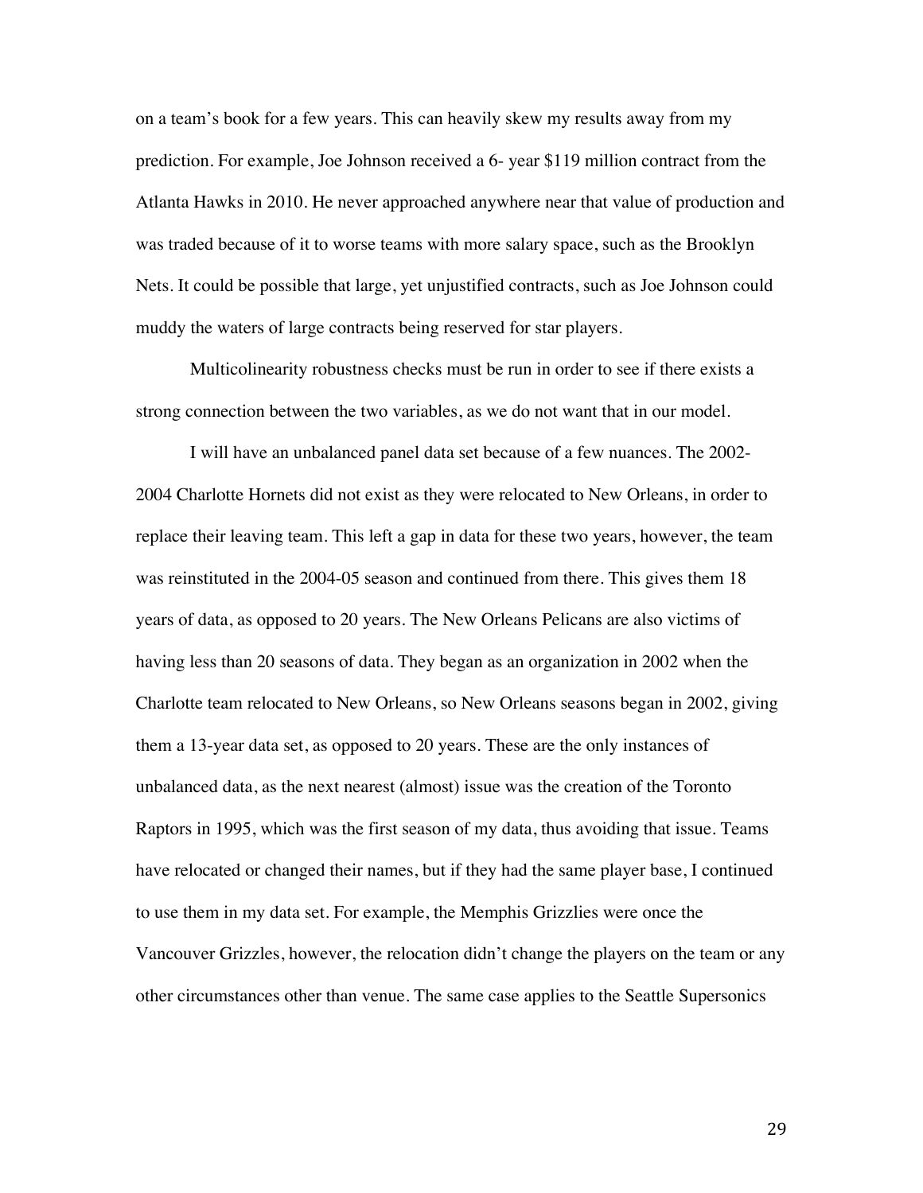on a team's book for a few years. This can heavily skew my results away from my prediction. For example, Joe Johnson received a 6- year $119 million contract from the Atlanta Hawks in 2010. He never approached anywhere near that value of production and was traded because of it to worse teams with more salary space, such as the Brooklyn Nets. It could be possible that large, yet unjustified contracts, such as Joe Johnson could muddy the waters of large contracts being reserved for star players.

Multicolinearity robustness checks must be run in order to see if there exists a strong connection between the two variables, as we do not want that in our model.

I will have an unbalanced panel data set because of a few nuances. The 2002-2004 Charlotte Hornets did not exist as they were relocated to New Orleans, in order to replace their leaving team. This left a gap in data for these two years, however, the team was reinstituted in the 2004-05 season and continued from there. This gives them 18 years of data, as opposed to 20 years. The New Orleans Pelicans are also victims of having less than 20 seasons of data. They began as an organization in 2002 when the Charlotte team relocated to New Orleans, so New Orleans seasons began in 2002, giving them a 13-year data set, as opposed to 20 years. These are the only instances of unbalanced data, as the next nearest (almost) issue was the creation of the Toronto Raptors in 1995, which was the first season of my data, thus avoiding that issue. Teams have relocated or changed their names, but if they had the same player base, I continued to use them in my data set. For example, the Memphis Grizzlies were once the Vancouver Grizzles, however, the relocation didn't change the players on the team or any other circumstances other than venue. The same case applies to the Seattle Supersonics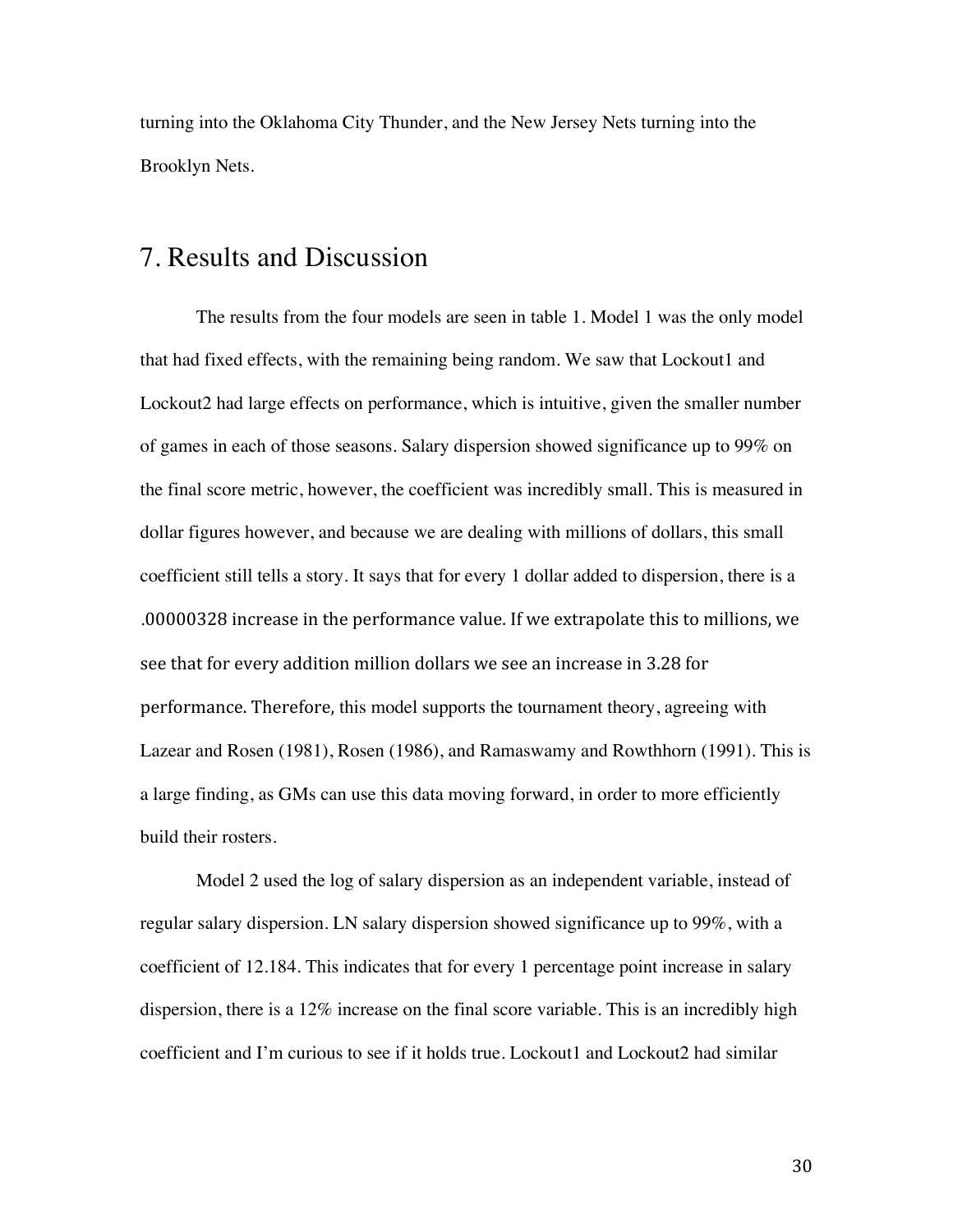turning into the Oklahoma City Thunder, and the New Jersey Nets turning into the Brooklyn Nets.

# 7. Results and Discussion

The results from the four models are seen in table 1. Model 1 was the only model that had fixed effects, with the remaining being random. We saw that Lockout1 and Lockout2 had large effects on performance, which is intuitive, given the smaller number of games in each of those seasons. Salary dispersion showed significance up to 99% on the final score metric, however, the coefficient was incredibly small. This is measured in dollar figures however, and because we are dealing with millions of dollars, this small coefficient still tells a story. It says that for every 1 dollar added to dispersion, there is a .00000328 increase in the performance value. If we extrapolate this to millions, we see that for every addition million dollars we see an increase in 3.28 for performance. Therefore, this model supports the tournament theory, agreeing with Lazear and Rosen (1981), Rosen (1986), and Ramaswamy and Rowthhorn (1991). This is a large finding, as GMs can use this data moving forward, in order to more efficiently build their rosters.

Model 2 used the log of salary dispersion as an independent variable, instead of regular salary dispersion. LN salary dispersion showed significance up to 99%, with a coefficient of 12.184. This indicates that for every 1 percentage point increase in salary dispersion, there is a 12% increase on the final score variable. This is an incredibly high coefficient and I'm curious to see if it holds true. Lockout1 and Lockout2 had similar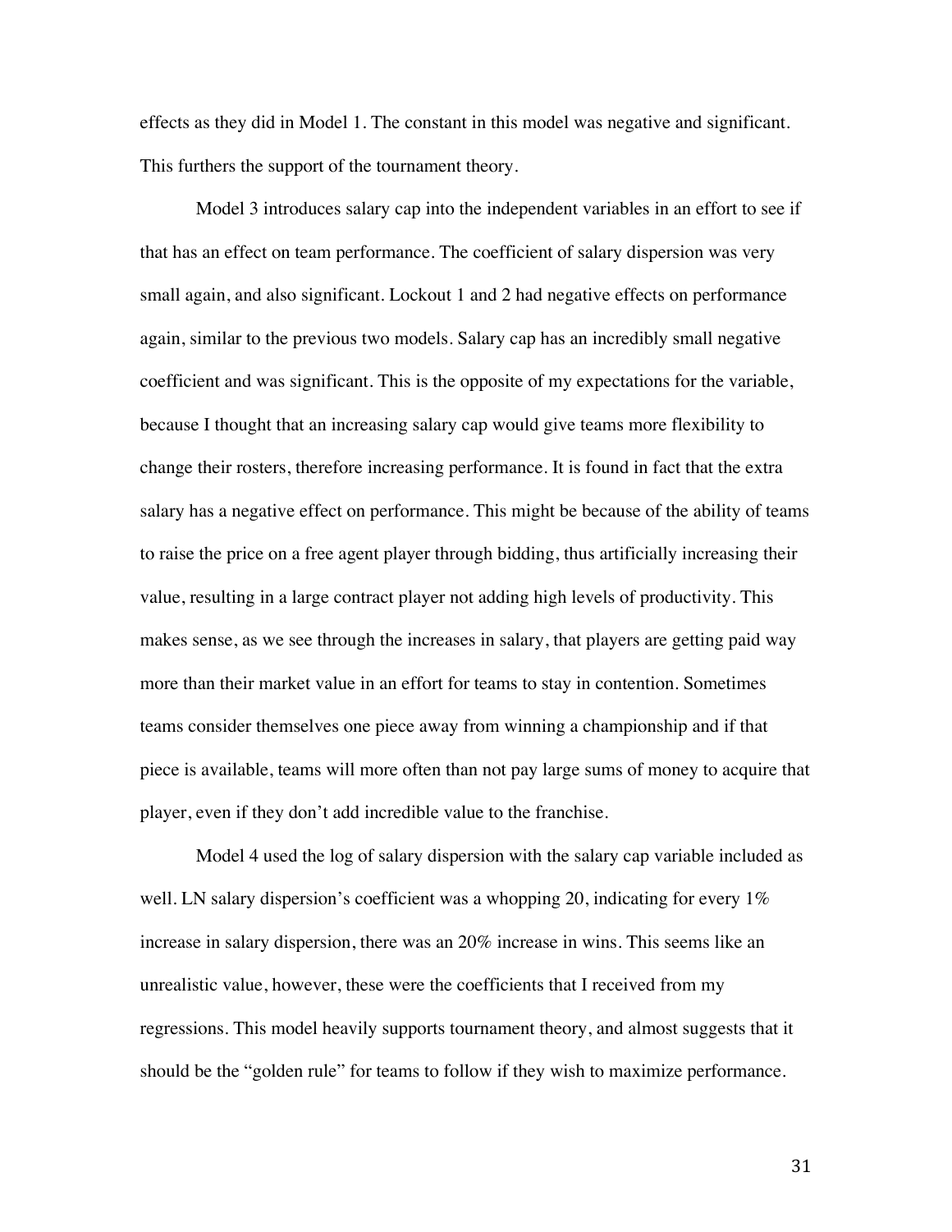effects as they did in Model 1. The constant in this model was negative and significant. This furthers the support of the tournament theory.

Model 3 introduces salary cap into the independent variables in an effort to see if that has an effect on team performance. The coefficient of salary dispersion was very small again, and also significant. Lockout 1 and 2 had negative effects on performance again, similar to the previous two models. Salary cap has an incredibly small negative coefficient and was significant. This is the opposite of my expectations for the variable, because I thought that an increasing salary cap would give teams more flexibility to change their rosters, therefore increasing performance. It is found in fact that the extra salary has a negative effect on performance. This might be because of the ability of teams to raise the price on a free agent player through bidding, thus artificially increasing their value, resulting in a large contract player not adding high levels of productivity. This makes sense, as we see through the increases in salary, that players are getting paid way more than their market value in an effort for teams to stay in contention. Sometimes teams consider themselves one piece away from winning a championship and if that piece is available, teams will more often than not pay large sums of money to acquire that player, even if they don't add incredible value to the franchise.

Model 4 used the log of salary dispersion with the salary cap variable included as well. LN salary dispersion's coefficient was a whopping 20, indicating for every 1% increase in salary dispersion, there was an 20% increase in wins. This seems like an unrealistic value, however, these were the coefficients that I received from my regressions. This model heavily supports tournament theory, and almost suggests that it should be the "golden rule" for teams to follow if they wish to maximize performance.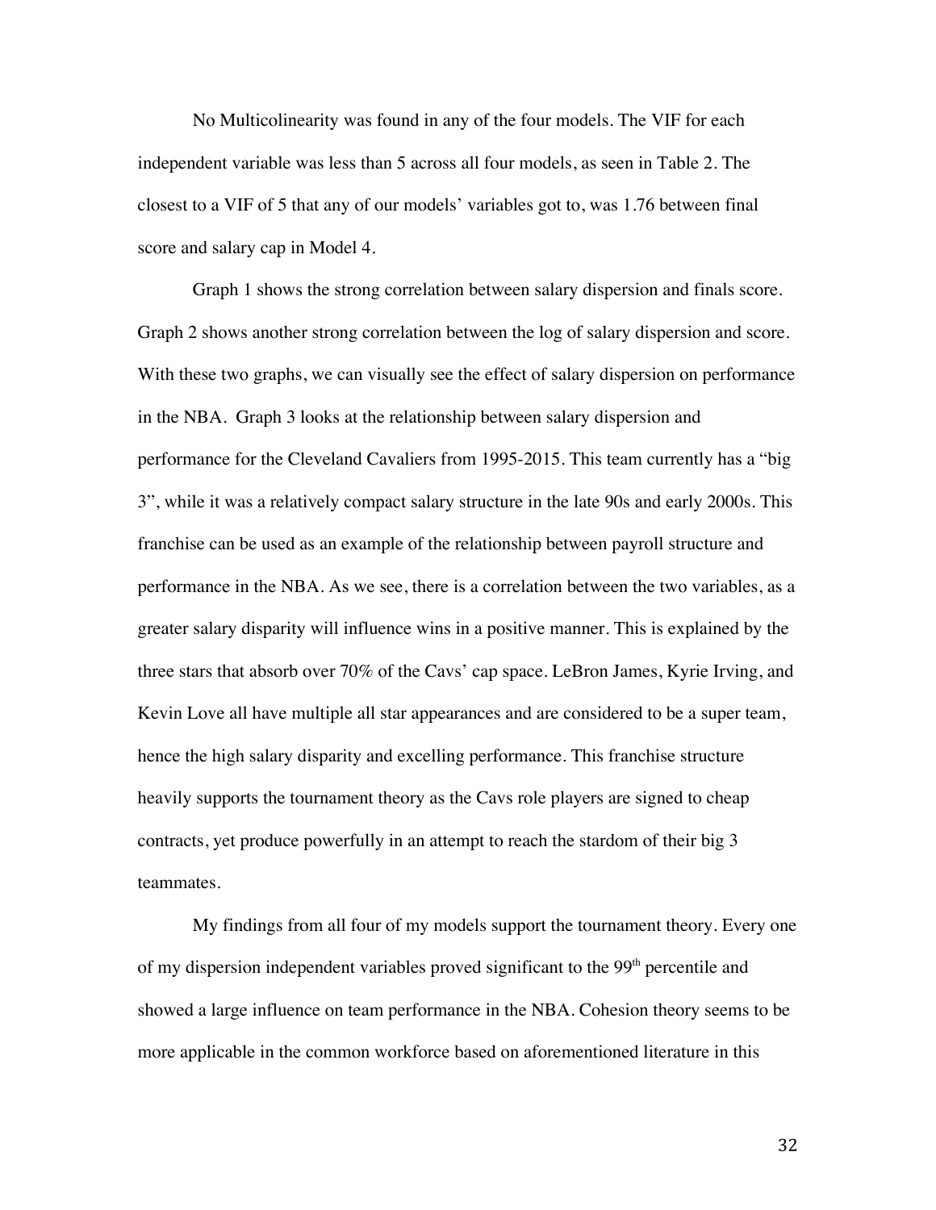No Multicolinearity was found in any of the four models. The VIF for each independent variable was less than 5 across all four models, as seen in Table 2. The closest to a VIF of 5 that any of our models' variables got to, was 1.76 between final score and salary cap in Model 4.

Graph 1 shows the strong correlation between salary dispersion and finals score. Graph 2 shows another strong correlation between the log of salary dispersion and score. With these two graphs, we can visually see the effect of salary dispersion on performance in the NBA. Graph 3 looks at the relationship between salary dispersion and performance for the Cleveland Cavaliers from 1995-2015. This team currently has a "big 3", while it was a relatively compact salary structure in the late 90s and early 2000s. This franchise can be used as an example of the relationship between payroll structure and performance in the NBA. As we see, there is a correlation between the two variables, as a greater salary disparity will influence wins in a positive manner. This is explained by the three stars that absorb over 70% of the Cavs' cap space. LeBron James, Kyrie Irving, and Kevin Love all have multiple all star appearances and are considered to be a super team, hence the high salary disparity and excelling performance. This franchise structure heavily supports the tournament theory as the Cavs role players are signed to cheap contracts, yet produce powerfully in an attempt to reach the stardom of their big 3 teammates.

My findings from all four of my models support the tournament theory. Every one of my dispersion independent variables proved significant to the $99^{th}$ percentile and showed a large influence on team performance in the NBA. Cohesion theory seems to be more applicable in the common workforce based on aforementioned literature in this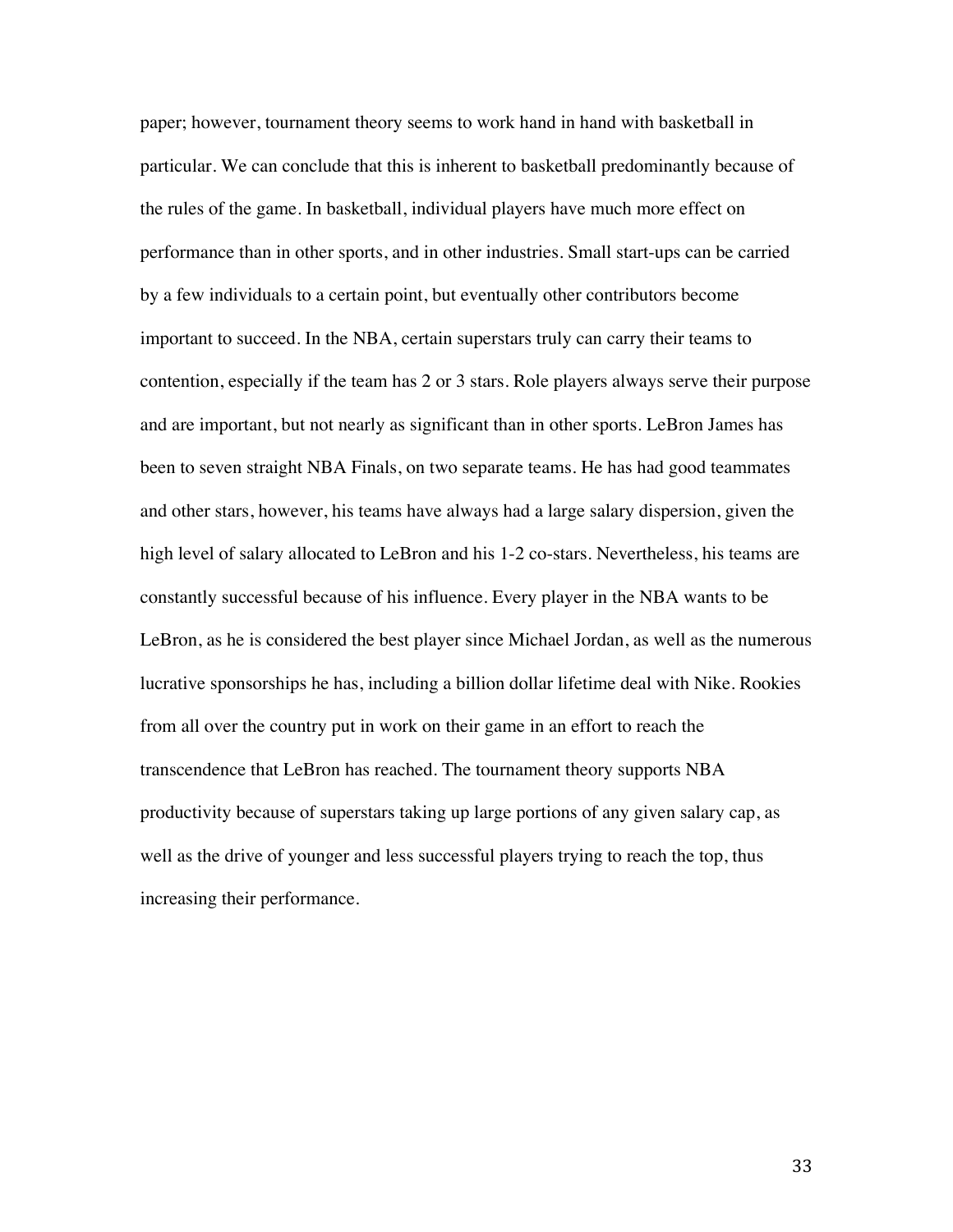paper; however, tournament theory seems to work hand in hand with basketball in particular. We can conclude that this is inherent to basketball predominantly because of the rules of the game. In basketball, individual players have much more effect on performance than in other sports, and in other industries. Small start-ups can be carried by a few individuals to a certain point, but eventually other contributors become important to succeed. In the NBA, certain superstars truly can carry their teams to contention, especially if the team has 2 or 3 stars. Role players always serve their purpose and are important, but not nearly as significant than in other sports. LeBron James has been to seven straight NBA Finals, on two separate teams. He has had good teammates and other stars, however, his teams have always had a large salary dispersion, given the high level of salary allocated to LeBron and his 1-2 co-stars. Nevertheless, his teams are constantly successful because of his influence. Every player in the NBA wants to be LeBron, as he is considered the best player since Michael Jordan, as well as the numerous lucrative sponsorships he has, including a billion dollar lifetime deal with Nike. Rookies from all over the country put in work on their game in an effort to reach the transcendence that LeBron has reached. The tournament theory supports NBA productivity because of superstars taking up large portions of any given salary cap, as well as the drive of younger and less successful players trying to reach the top, thus increasing their performance.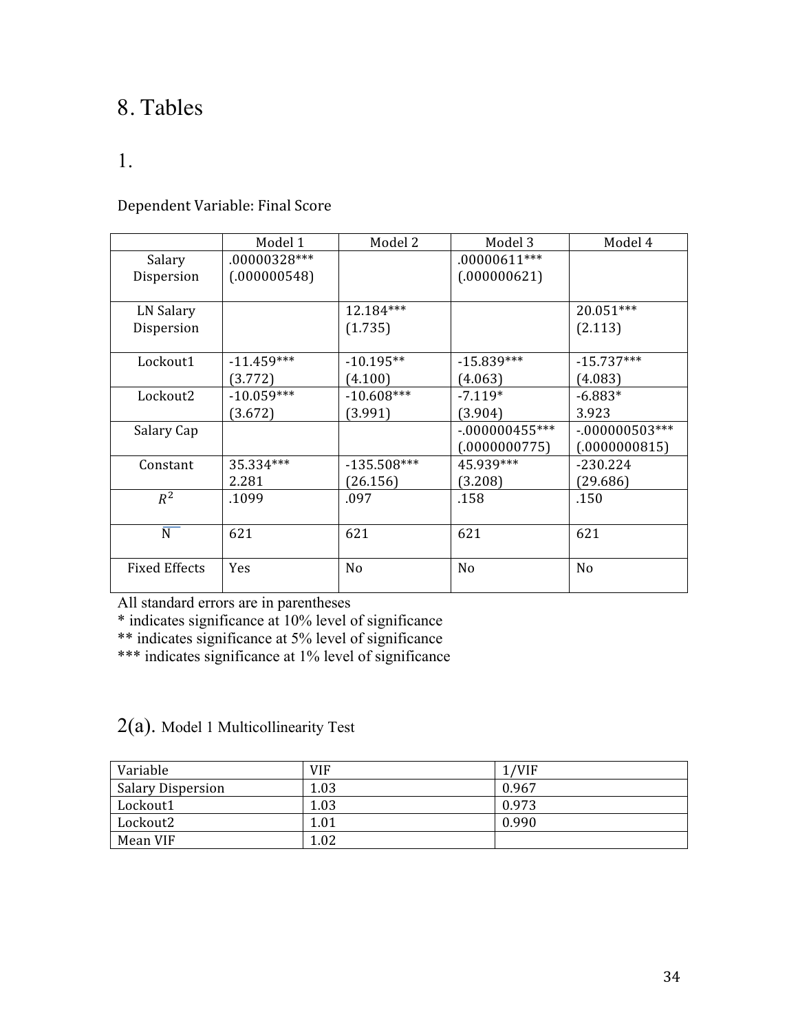# 8. Tables

## 1.

Dependent Variable: Final Score

| | Model 1 | Model 2 | Model 3 | Model 4 |
|---|---|---|---|---|
| Salary Dispersion | .00000328*** (.000000548) | | .00000611*** (.000000621) | |
| LN Salary Dispersion | | 12.184*** (1.735) | | 20.051*** (2.113) |
| Lockout1 | -11.459*** (3.772) | -10.195** (4.100) | -15.839*** (4.063) | -15.737*** (4.083) |
| Lockout2 | -10.059*** (3.672) | -10.608*** (3.991) | -7.119* (3.904) | -6.883* 3.923 |
| Salary Cap | | | -.000000455*** (.0000000775) | -.000000503*** (.0000000815) |
| Constant | 35.334*** 2.281 | -135.508*** (26.156) | 45.939*** (3.208) | -230.224 (29.686) |
| $R^2$ | .1099 | .097 | .158 | .150 |
| N | 621 | 621 | 621 | 621 |
| Fixed Effects | Yes | No | No | No |

All standard errors are in parentheses

* indicates significance at 10% level of significance

** indicates significance at 5% level of significance

*** indicates significance at 1% level of significance

## 2(a). Model 1 Multicollinearity Test

| Variable | VIF | 1/VIF |
|---|---|---|
| Salary Dispersion | 1.03 | 0.967 |
| Lockout1 | 1.03 | 0.973 |
| Lockout2 | 1.01 | 0.990 |
| Mean VIF | 1.02 | |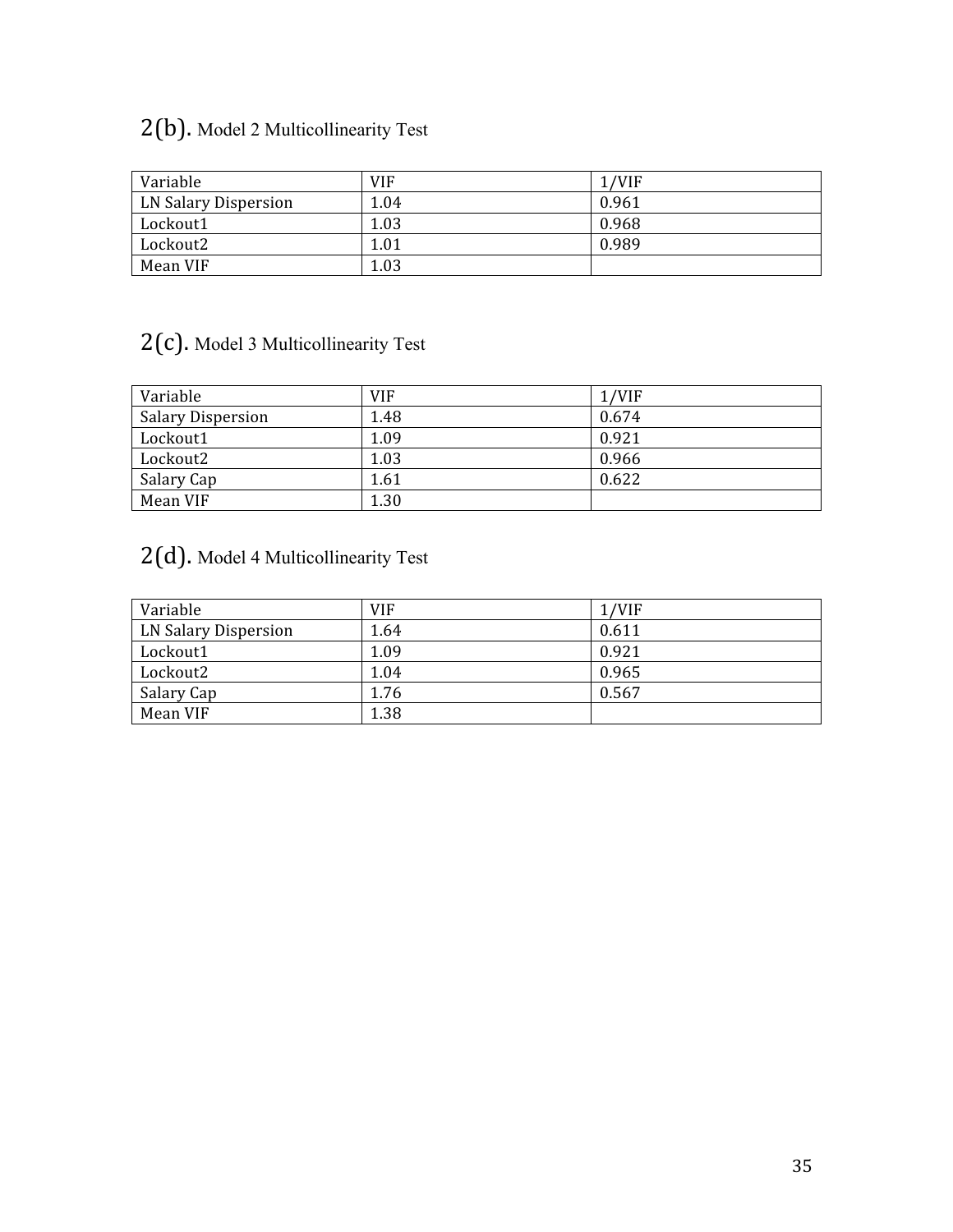## 2(b). Model 2 Multicollinearity Test

| Variable | VIF | 1/VIF |
|---|---|---|
| LN Salary Dispersion | 1.04 | 0.961 |
| Lockout1 | 1.03 | 0.968 |
| Lockout2 | 1.01 | 0.989 |
| Mean VIF | 1.03 | |

## 2(c). Model 3 Multicollinearity Test

| Variable | VIF | 1/VIF |
|---|---|---|
| Salary Dispersion | 1.48 | 0.674 |
| Lockout1 | 1.09 | 0.921 |
| Lockout2 | 1.03 | 0.966 |
| Salary Cap | 1.61 | 0.622 |
| Mean VIF | 1.30 | |

## 2(d). Model 4 Multicollinearity Test

| Variable | VIF | 1/VIF |
|---|---|---|
| LN Salary Dispersion | 1.64 | 0.611 |
| Lockout1 | 1.09 | 0.921 |
| Lockout2 | 1.04 | 0.965 |
| Salary Cap | 1.76 | 0.567 |
| Mean VIF | 1.38 | |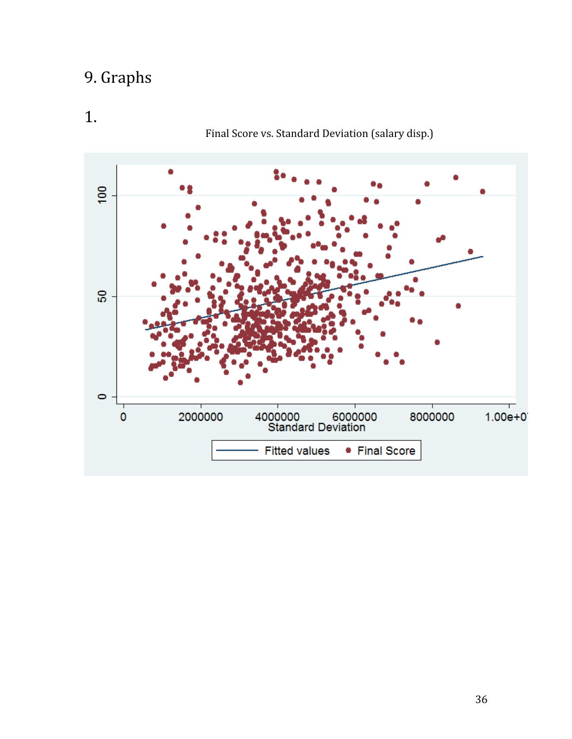# 9. Graphs

1.

Final Score vs. Standard Deviation (salary disp.)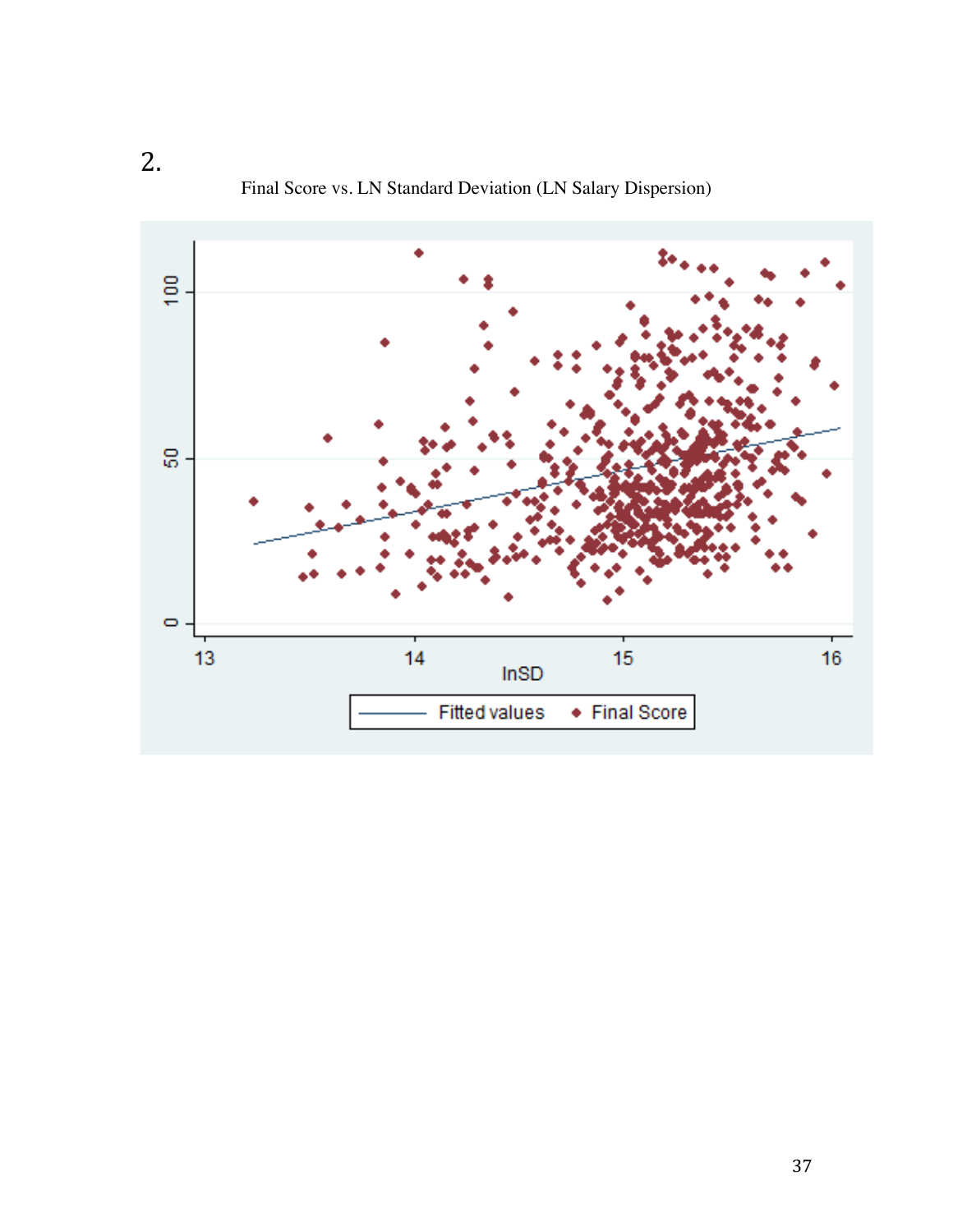2.

Final Score vs. LN Standard Deviation (LN Salary Dispersion)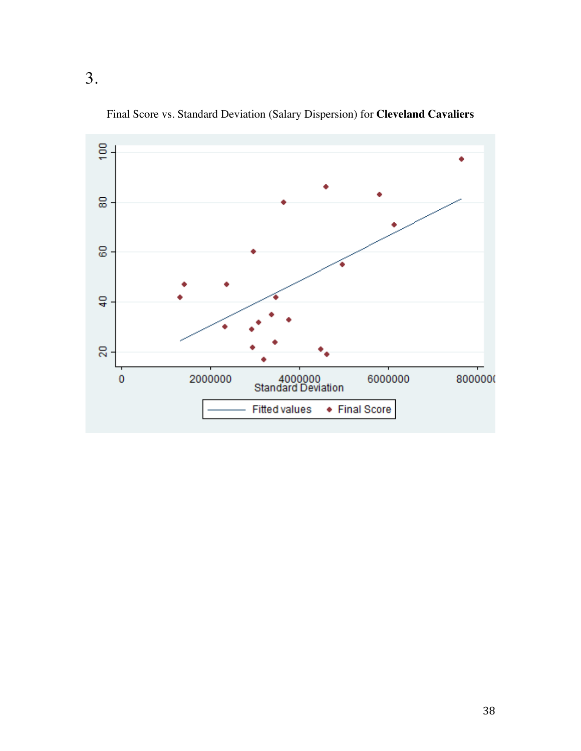3.

Final Score vs. Standard Deviation (Salary Dispersion) for **Cleveland Cavaliers**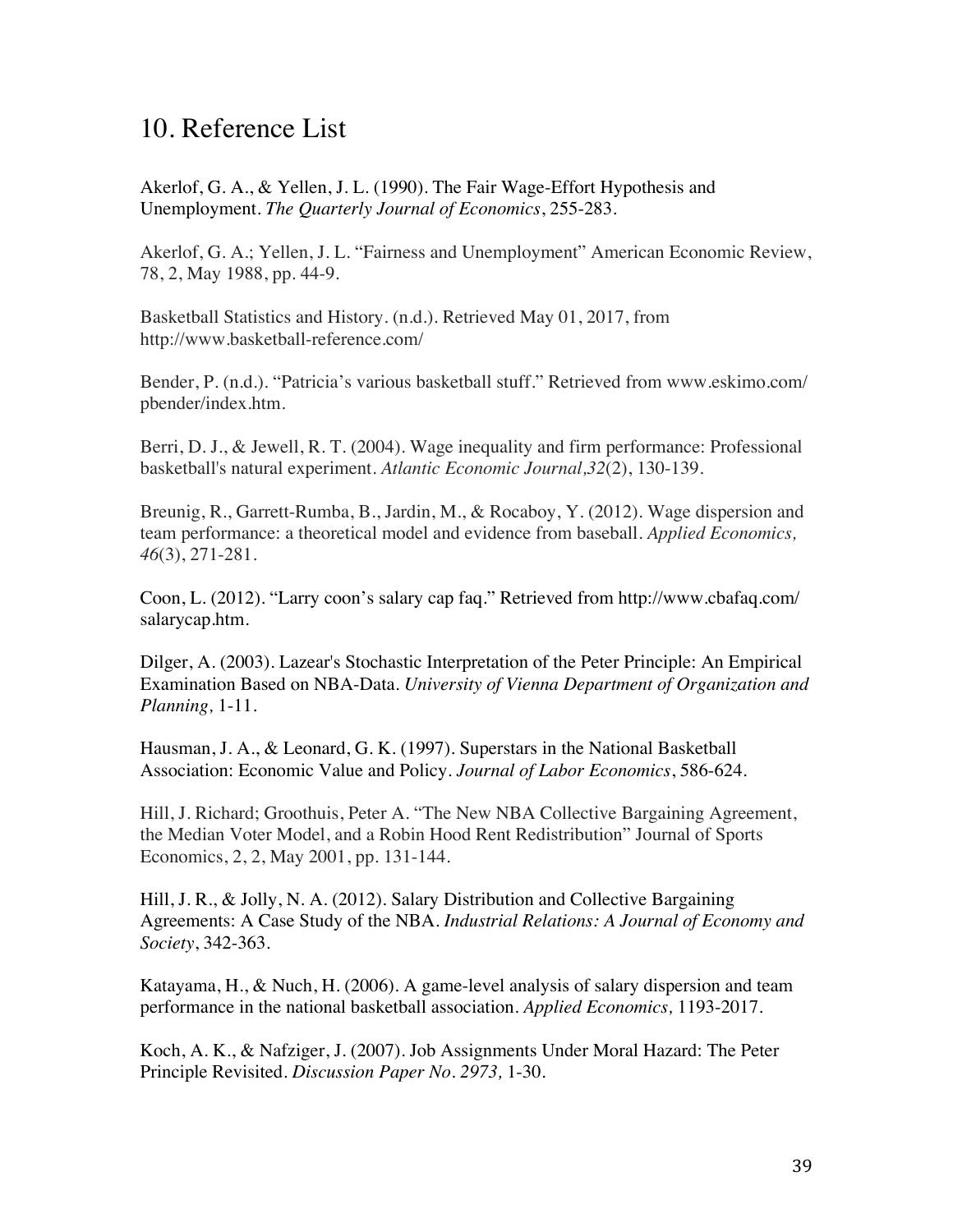## 10. Reference List

Akerlof, G. A., & Yellen, J. L. (1990). The Fair Wage-Effort Hypothesis and Unemployment. *The Quarterly Journal of Economics*, 255-283.

Akerlof, G. A.; Yellen, J. L. "Fairness and Unemployment" American Economic Review, 78, 2, May 1988, pp. 44-9.

Basketball Statistics and History. (n.d.). Retrieved May 01, 2017, from http://www.basketball-reference.com/

Bender, P. (n.d.). "Patricia's various basketball stuff." Retrieved from www.eskimo.com/pbender/index.htm.

Berri, D. J., & Jewell, R. T. (2004). Wage inequality and firm performance: Professional basketball's natural experiment. *Atlantic Economic Journal,32*(2), 130-139.

Breunig, R., Garrett-Rumba, B., Jardin, M., & Rocaboy, Y. (2012). Wage dispersion and team performance: a theoretical model and evidence from baseball. *Applied Economics, 46*(3), 271-281.

Coon, L. (2012). "Larry coon's salary cap faq." Retrieved from http://www.cbafaq.com/salarycap.htm.

Dilger, A. (2003). Lazear's Stochastic Interpretation of the Peter Principle: An Empirical Examination Based on NBA-Data. *University of Vienna Department of Organization and Planning,* 1-11.

Hausman, J. A., & Leonard, G. K. (1997). Superstars in the National Basketball Association: Economic Value and Policy. *Journal of Labor Economics*, 586-624.

Hill, J. Richard; Groothuis, Peter A. "The New NBA Collective Bargaining Agreement, the Median Voter Model, and a Robin Hood Rent Redistribution" Journal of Sports Economics, 2, 2, May 2001, pp. 131-144.

Hill, J. R., & Jolly, N. A. (2012). Salary Distribution and Collective Bargaining Agreements: A Case Study of the NBA. *Industrial Relations: A Journal of Economy and Society*, 342-363.

Katayama, H., & Nuch, H. (2006). A game-level analysis of salary dispersion and team performance in the national basketball association. *Applied Economics,* 1193-2017.

Koch, A. K., & Nafziger, J. (2007). Job Assignments Under Moral Hazard: The Peter Principle Revisited. *Discussion Paper No. 2973,* 1-30.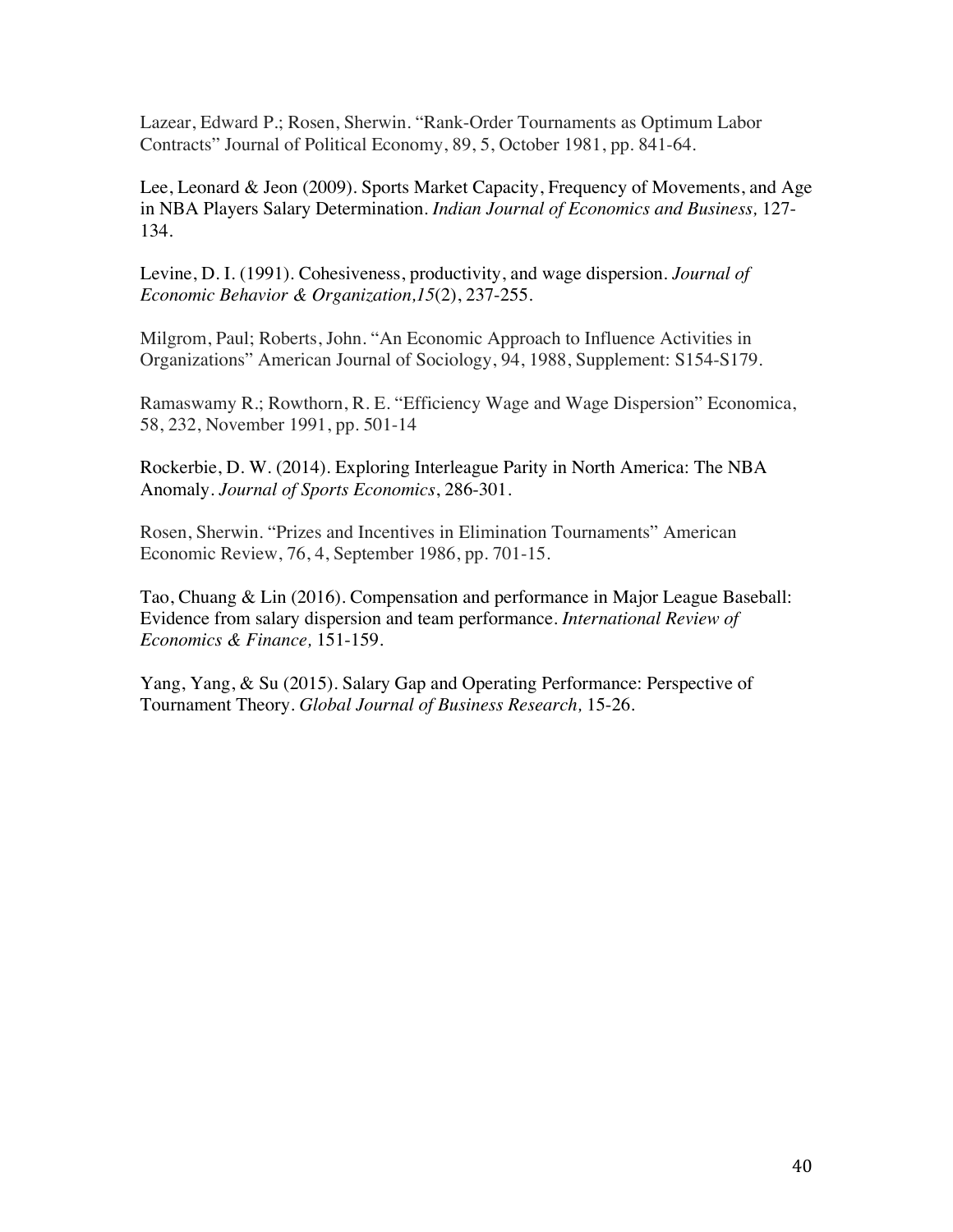Lazear, Edward P.; Rosen, Sherwin. "Rank-Order Tournaments as Optimum Labor Contracts" Journal of Political Economy, 89, 5, October 1981, pp. 841-64.

Lee, Leonard & Jeon (2009). Sports Market Capacity, Frequency of Movements, and Age in NBA Players Salary Determination. *Indian Journal of Economics and Business,* 127-134.

Levine, D. I. (1991). Cohesiveness, productivity, and wage dispersion. *Journal of Economic Behavior & Organization,15*(2), 237-255.

Milgrom, Paul; Roberts, John. "An Economic Approach to Influence Activities in Organizations" American Journal of Sociology, 94, 1988, Supplement: S154-S179.

Ramaswamy R.; Rowthorn, R. E. "Efficiency Wage and Wage Dispersion" Economica, 58, 232, November 1991, pp. 501-14

Rockerbie, D. W. (2014). Exploring Interleague Parity in North America: The NBA Anomaly. *Journal of Sports Economics*, 286-301.

Rosen, Sherwin. "Prizes and Incentives in Elimination Tournaments" American Economic Review, 76, 4, September 1986, pp. 701-15.

Tao, Chuang & Lin (2016). Compensation and performance in Major League Baseball: Evidence from salary dispersion and team performance. *International Review of Economics & Finance,* 151-159.

Yang, Yang, & Su (2015). Salary Gap and Operating Performance: Perspective of Tournament Theory. *Global Journal of Business Research,* 15-26.